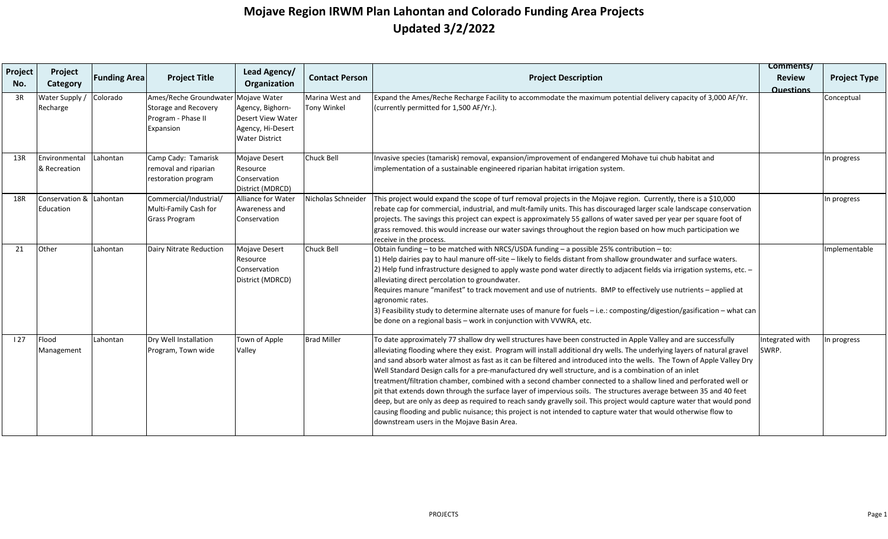# Mojave Region IRWM Plan Lahontan and Colorado Funding Area Projects
## Updated 3/2/2022

| Project No. | Project Category | Funding Area | Project Title | Lead Agency/ Organization | Contact Person | Project Description | Comments/ Review Questions | Project Type |
|---|---|---|---|---|---|---|---|---|
| 3R | Water Supply / Recharge | Colorado | Ames/Reche Groundwater Storage and Recovery Program - Phase II Expansion | Mojave Water Agency, Bighorn-Desert View Water Agency, Hi-Desert Water District | Marina West and Tony Winkel | Expand the Ames/Reche Recharge Facility to accommodate the maximum potential delivery capacity of 3,000 AF/Yr. (currently permitted for 1,500 AF/Yr.). | | Conceptual |
| 13R | Environmental & Recreation | Lahontan | Camp Cady: Tamarisk removal and riparian restoration program | Mojave Desert Resource Conservation District (MDRCD) | Chuck Bell | Invasive species (tamarisk) removal, expansion/improvement of endangered Mohave tui chub habitat and implementation of a sustainable engineered riparian habitat irrigation system. | | In progress |
| 18R | Conservation & Education | Lahontan | Commercial/Industrial/ Multi-Family Cash for Grass Program | Alliance for Water Awareness and Conservation | Nicholas Schneider | This project would expand the scope of turf removal projects in the Mojave region. Currently, there is a $10,000 rebate cap for commercial, industrial, and mult-family units. This has discouraged larger scale landscape conservation projects. The savings this project can expect is approximately 55 gallons of water saved per year per square foot of grass removed. this would increase our water savings throughout the region based on how much participation we receive in the process. | | In progress |
| 21 | Other | Lahontan | Dairy Nitrate Reduction | Mojave Desert Resource Conservation District (MDRCD) | Chuck Bell | Obtain funding – to be matched with NRCS/USDA funding – a possible 25% contribution – to:<br>1) Help dairies pay to haul manure off-site – likely to fields distant from shallow groundwater and surface waters.<br>2) Help fund infrastructure designed to apply waste pond water directly to adjacent fields via irrigation systems, etc. – alleviating direct percolation to groundwater.<br>Requires manure "manifest" to track movement and use of nutrients. BMP to effectively use nutrients – applied at agronomic rates.<br>3) Feasibility study to determine alternate uses of manure for fuels – i.e.: composting/digestion/gasification – what can be done on a regional basis – work in conjunction with VVWRA, etc. | | Implementable |
| I 27 | Flood Management | Lahontan | Dry Well Installation Program, Town wide | Town of Apple Valley | Brad Miller | To date approximately 77 shallow dry well structures have been constructed in Apple Valley and are successfully alleviating flooding where they exist. Program will install additional dry wells. The underlying layers of natural gravel and sand absorb water almost as fast as it can be filtered and introduced into the wells. The Town of Apple Valley Dry Well Standard Design calls for a pre-manufactured dry well structure, and is a combination of an inlet treatment/filtration chamber, combined with a second chamber connected to a shallow lined and perforated well or pit that extends down through the surface layer of impervious soils. The structures average between 35 and 40 feet deep, but are only as deep as required to reach sandy gravelly soil. This project would capture water that would pond causing flooding and public nuisance; this project is not intended to capture water that would otherwise flow to downstream users in the Mojave Basin Area. | Integrated with SWRP. | In progress |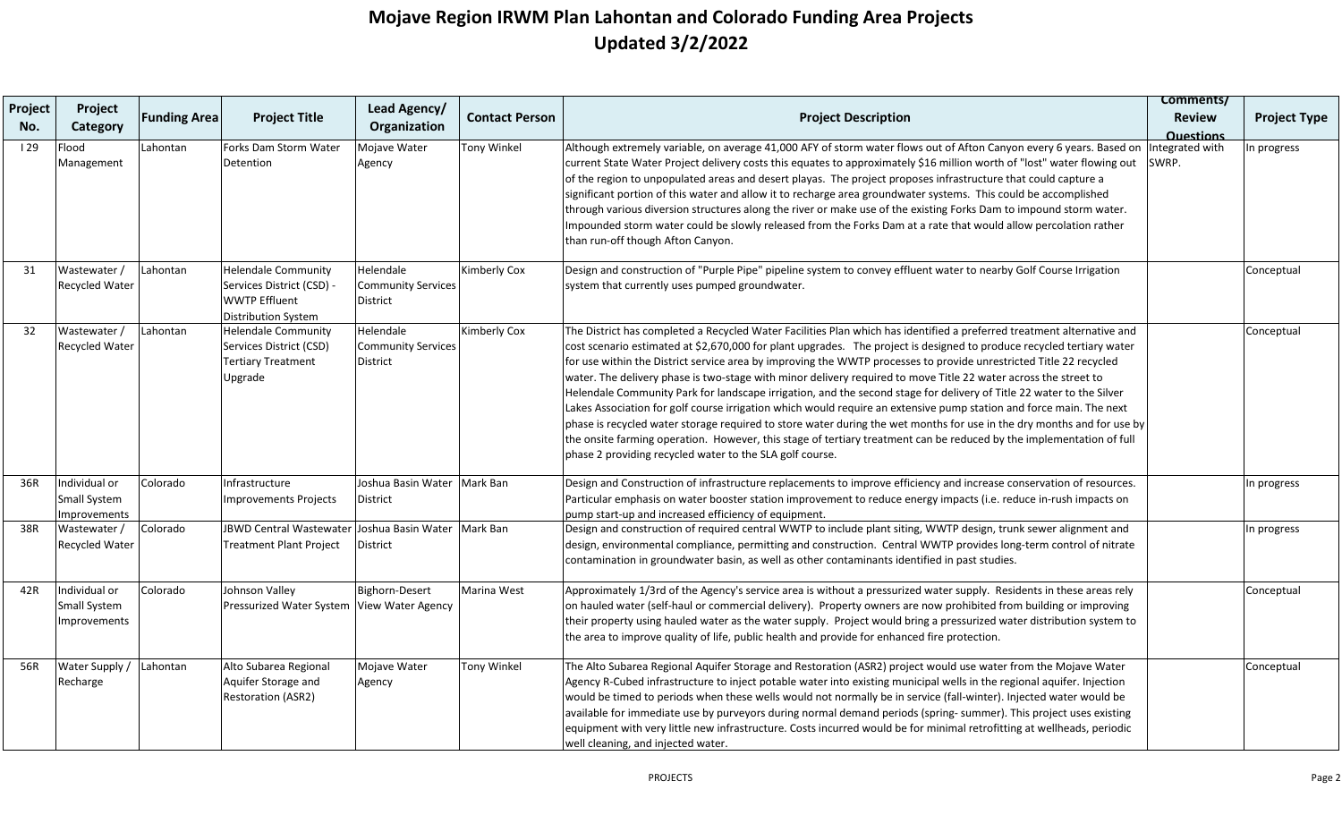# Mojave Region IRWM Plan Lahontan and Colorado Funding Area Projects
# Updated 3/2/2022

| Project No. | Project Category | Funding Area | Project Title | Lead Agency/ Organization | Contact Person | Project Description | Comments/ Review Questions | Project Type |
|---|---|---|---|---|---|---|---|---|
| I 29 | Flood Management | Lahontan | Forks Dam Storm Water Detention | Mojave Water Agency | Tony Winkel | Although extremely variable, on average 41,000 AFY of storm water flows out of Afton Canyon every 6 years. Based on current State Water Project delivery costs this equates to approximately $16 million worth of "lost" water flowing out of the region to unpopulated areas and desert playas. The project proposes infrastructure that could capture a significant portion of this water and allow it to recharge area groundwater systems. This could be accomplished through various diversion structures along the river or make use of the existing Forks Dam to impound storm water. Impounded storm water could be slowly released from the Forks Dam at a rate that would allow percolation rather than run-off though Afton Canyon. | Integrated with SWRP. | In progress |
| 31 | Wastewater / Recycled Water | Lahontan | Helendale Community Services District (CSD) - WWTP Effluent Distribution System | Helendale Community Services District | Kimberly Cox | Design and construction of "Purple Pipe" pipeline system to convey effluent water to nearby Golf Course Irrigation system that currently uses pumped groundwater. | | Conceptual |
| 32 | Wastewater / Recycled Water | Lahontan | Helendale Community Services District (CSD) Tertiary Treatment Upgrade | Helendale Community Services District | Kimberly Cox | The District has completed a Recycled Water Facilities Plan which has identified a preferred treatment alternative and cost scenario estimated at $2,670,000 for plant upgrades. The project is designed to produce recycled tertiary water for use within the District service area by improving the WWTP processes to provide unrestricted Title 22 recycled water. The delivery phase is two-stage with minor delivery required to move Title 22 water across the street to Helendale Community Park for landscape irrigation, and the second stage for delivery of Title 22 water to the Silver Lakes Association for golf course irrigation which would require an extensive pump station and force main. The next phase is recycled water storage required to store water during the wet months for use in the dry months and for use by the onsite farming operation. However, this stage of tertiary treatment can be reduced by the implementation of full phase 2 providing recycled water to the SLA golf course. | | Conceptual |
| 36R | Individual or Small System Improvements | Colorado | Infrastructure Improvements Projects | Joshua Basin Water District | Mark Ban | Design and Construction of infrastructure replacements to improve efficiency and increase conservation of resources. Particular emphasis on water booster station improvement to reduce energy impacts (i.e. reduce in-rush impacts on pump start-up and increased efficiency of equipment. | | In progress |
| 38R | Wastewater / Recycled Water | Colorado | JBWD Central Wastewater Treatment Plant Project | Joshua Basin Water District | Mark Ban | Design and construction of required central WWTP to include plant siting, WWTP design, trunk sewer alignment and design, environmental compliance, permitting and construction. Central WWTP provides long-term control of nitrate contamination in groundwater basin, as well as other contaminants identified in past studies. | | In progress |
| 42R | Individual or Small System Improvements | Colorado | Johnson Valley Pressurized Water System | Bighorn-Desert View Water Agency | Marina West | Approximately 1/3rd of the Agency's service area is without a pressurized water supply. Residents in these areas rely on hauled water (self-haul or commercial delivery). Property owners are now prohibited from building or improving their property using hauled water as the water supply. Project would bring a pressurized water distribution system to the area to improve quality of life, public health and provide for enhanced fire protection. | | Conceptual |
| 56R | Water Supply / Recharge | Lahontan | Alto Subarea Regional Aquifer Storage and Restoration (ASR2) | Mojave Water Agency | Tony Winkel | The Alto Subarea Regional Aquifer Storage and Restoration (ASR2) project would use water from the Mojave Water Agency R-Cubed infrastructure to inject potable water into existing municipal wells in the regional aquifer. Injection would be timed to periods when these wells would not normally be in service (fall-winter). Injected water would be available for immediate use by purveyors during normal demand periods (spring- summer). This project uses existing equipment with very little new infrastructure. Costs incurred would be for minimal retrofitting at wellheads, periodic well cleaning, and injected water. | | Conceptual |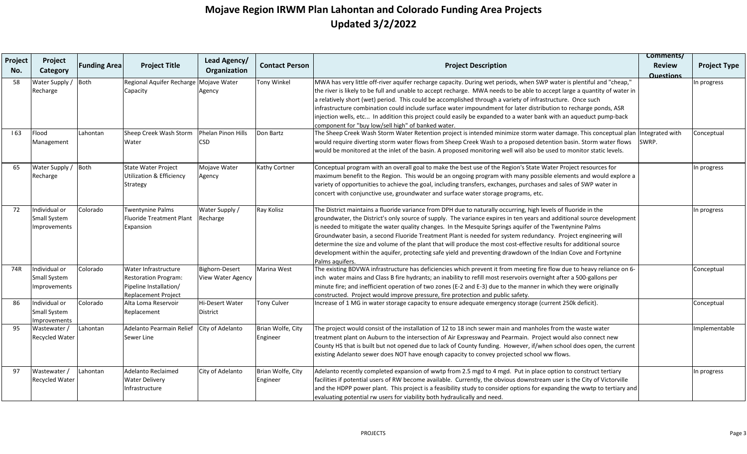# Mojave Region IRWM Plan Lahontan and Colorado Funding Area Projects
## Updated 3/2/2022

| Project No. | Project Category | Funding Area | Project Title | Lead Agency/ Organization | Contact Person | Project Description | Comments/ Review Questions | Project Type |
|---|---|---|---|---|---|---|---|---|
| 58 | Water Supply / Recharge | Both | Regional Aquifer Recharge Capacity | Mojave Water Agency | Tony Winkel | MWA has very little off-river aquifer recharge capacity. During wet periods, when SWP water is plentiful and "cheap," the river is likely to be full and unable to accept recharge. MWA needs to be able to accept large a quantity of water in a relatively short (wet) period. This could be accomplished through a variety of infrastructure. Once such infrastructure combination could include surface water impoundment for later distribution to recharge ponds, ASR injection wells, etc... In addition this project could easily be expanded to a water bank with an aqueduct pump-back component for "buy low/sell high" of banked water. | | In progress |
| I 63 | Flood Management | Lahontan | Sheep Creek Wash Storm Water | Phelan Pinon Hills CSD | Don Bartz | The Sheep Creek Wash Storm Water Retention project is intended minimize storm water damage. This conceptual plan would require diverting storm water flows from Sheep Creek Wash to a proposed detention basin. Storm water flows would be monitored at the inlet of the basin. A proposed monitoring well will also be used to monitor static levels. | Integrated with SWRP. | Conceptual |
| 65 | Water Supply / Recharge | Both | State Water Project Utilization & Efficiency Strategy | Mojave Water Agency | Kathy Cortner | Conceptual program with an overall goal to make the best use of the Region's State Water Project resources for maximum benefit to the Region. This would be an ongoing program with many possible elements and would explore a variety of opportunities to achieve the goal, including transfers, exchanges, purchases and sales of SWP water in concert with conjunctive use, groundwater and surface water storage programs, etc. | | In progress |
| 72 | Individual or Small System Improvements | Colorado | Twentynine Palms Fluoride Treatment Plant Expansion | Water Supply / Recharge | Ray Kolisz | The District maintains a fluoride variance from DPH due to naturally occurring, high levels of fluoride in the groundwater, the District's only source of supply. The variance expires in ten years and additional source development is needed to mitigate the water quality changes. In the Mesquite Springs aquifer of the Twentynine Palms Groundwater basin, a second Fluoride Treatment Plant is needed for system redundancy. Project engineering will determine the size and volume of the plant that will produce the most cost-effective results for additional source development within the aquifer, protecting safe yield and preventing drawdown of the Indian Cove and Fortynine Palms aquifers. | | In progress |
| 74R | Individual or Small System Improvements | Colorado | Water Infrastructure Restoration Program: Pipeline Installation/ Replacement Project | Bighorn-Desert View Water Agency | Marina West | The existing BDVWA infrastructure has deficiencies which prevent it from meeting fire flow due to heavy reliance on 6-inch water mains and Class B fire hydrants; an inability to refill most reservoirs overnight after a 500-gallons per minute fire; and inefficient operation of two zones (E-2 and E-3) due to the manner in which they were originally constructed. Project would improve pressure, fire protection and public safety. | | Conceptual |
| 86 | Individual or Small System Improvements | Colorado | Alta Loma Reservoir Replacement | Hi-Desert Water District | Tony Culver | Increase of 1 MG in water storage capacity to ensure adequate emergency storage (current 250k deficit). | | Conceptual |
| 95 | Wastewater / Recycled Water | Lahontan | Adelanto Pearmain Relief Sewer Line | City of Adelanto | Brian Wolfe, City Engineer | The project would consist of the installation of 12 to 18 inch sewer main and manholes from the waste water treatment plant on Auburn to the intersection of Air Expressway and Pearmain. Project would also connect new County HS that is built but not opened due to lack of County funding. However, if/when school does open, the current existing Adelanto sewer does NOT have enough capacity to convey projected school ww flows. | | Implementable |
| 97 | Wastewater / Recycled Water | Lahontan | Adelanto Reclaimed Water Delivery Infrastructure | City of Adelanto | Brian Wolfe, City Engineer | Adelanto recently completed expansion of wwtp from 2.5 mgd to 4 mgd. Put in place option to construct tertiary facilities if potential users of RW become available. Currently, the obvious downstream user is the City of Victorville and the HDPP power plant. This project is a feasibility study to consider options for expanding the wwtp to tertiary and evaluating potential rw users for viability both hydraulically and need. | | In progress |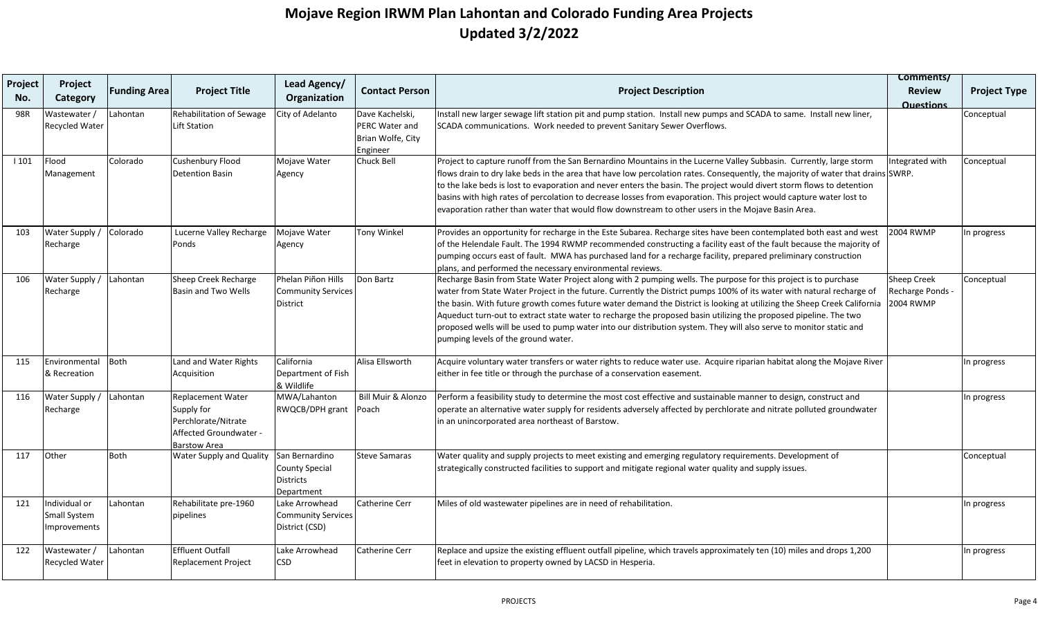# Mojave Region IRWM Plan Lahontan and Colorado Funding Area Projects
## Updated 3/2/2022

| Project No. | Project Category | Funding Area | Project Title | Lead Agency/ Organization | Contact Person | Project Description | Comments/ Review Questions | Project Type |
|---|---|---|---|---|---|---|---|---|
| 98R | Wastewater / Recycled Water | Lahontan | Rehabilitation of Sewage Lift Station | City of Adelanto | Dave Kachelski, PERC Water and Brian Wolfe, City Engineer | Install new larger sewage lift station pit and pump station. Install new pumps and SCADA to same. Install new liner, SCADA communications. Work needed to prevent Sanitary Sewer Overflows. | | Conceptual |
| I 101 | Flood Management | Colorado | Cushenbury Flood Detention Basin | Mojave Water Agency | Chuck Bell | Project to capture runoff from the San Bernardino Mountains in the Lucerne Valley Subbasin. Currently, large storm flows drain to dry lake beds in the area that have low percolation rates. Consequently, the majority of water that drains to the lake beds is lost to evaporation and never enters the basin. The project would divert storm flows to detention basins with high rates of percolation to decrease losses from evaporation. This project would capture water lost to evaporation rather than water that would flow downstream to other users in the Mojave Basin Area. | Integrated with SWRP. | Conceptual |
| 103 | Water Supply / Recharge | Colorado | Lucerne Valley Recharge Ponds | Mojave Water Agency | Tony Winkel | Provides an opportunity for recharge in the Este Subarea. Recharge sites have been contemplated both east and west of the Helendale Fault. The 1994 RWMP recommended constructing a facility east of the fault because the majority of pumping occurs east of fault. MWA has purchased land for a recharge facility, prepared preliminary construction plans, and performed the necessary environmental reviews. | 2004 RWMP | In progress |
| 106 | Water Supply / Recharge | Lahontan | Sheep Creek Recharge Basin and Two Wells | Phelan Piñon Hills Community Services District | Don Bartz | Recharge Basin from State Water Project along with 2 pumping wells. The purpose for this project is to purchase water from State Water Project in the future. Currently the District pumps 100% of its water with natural recharge of the basin. With future growth comes future water demand the District is looking at utilizing the Sheep Creek California Aqueduct turn-out to extract state water to recharge the proposed basin utilizing the proposed pipeline. The two proposed wells will be used to pump water into our distribution system. They will also serve to monitor static and pumping levels of the ground water. | Sheep Creek Recharge Ponds - 2004 RWMP | Conceptual |
| 115 | Environmental & Recreation | Both | Land and Water Rights Acquisition | California Department of Fish & Wildlife | Alisa Ellsworth | Acquire voluntary water transfers or water rights to reduce water use. Acquire riparian habitat along the Mojave River either in fee title or through the purchase of a conservation easement. | | In progress |
| 116 | Water Supply / Recharge | Lahontan | Replacement Water Supply for Perchlorate/Nitrate Affected Groundwater - Barstow Area | MWA/Lahanton RWQCB/DPH grant | Bill Muir & Alonzo Poach | Perform a feasibility study to determine the most cost effective and sustainable manner to design, construct and operate an alternative water supply for residents adversely affected by perchlorate and nitrate polluted groundwater in an unincorporated area northeast of Barstow. | | In progress |
| 117 | Other | Both | Water Supply and Quality | San Bernardino County Special Districts Department | Steve Samaras | Water quality and supply projects to meet existing and emerging regulatory requirements. Development of strategically constructed facilities to support and mitigate regional water quality and supply issues. | | Conceptual |
| 121 | Individual or Small System Improvements | Lahontan | Rehabilitate pre-1960 pipelines | Lake Arrowhead Community Services District (CSD) | Catherine Cerr | Miles of old wastewater pipelines are in need of rehabilitation. | | In progress |
| 122 | Wastewater / Recycled Water | Lahontan | Effluent Outfall Replacement Project | Lake Arrowhead CSD | Catherine Cerr | Replace and upsize the existing effluent outfall pipeline, which travels approximately ten (10) miles and drops 1,200 feet in elevation to property owned by LACSD in Hesperia. | | In progress |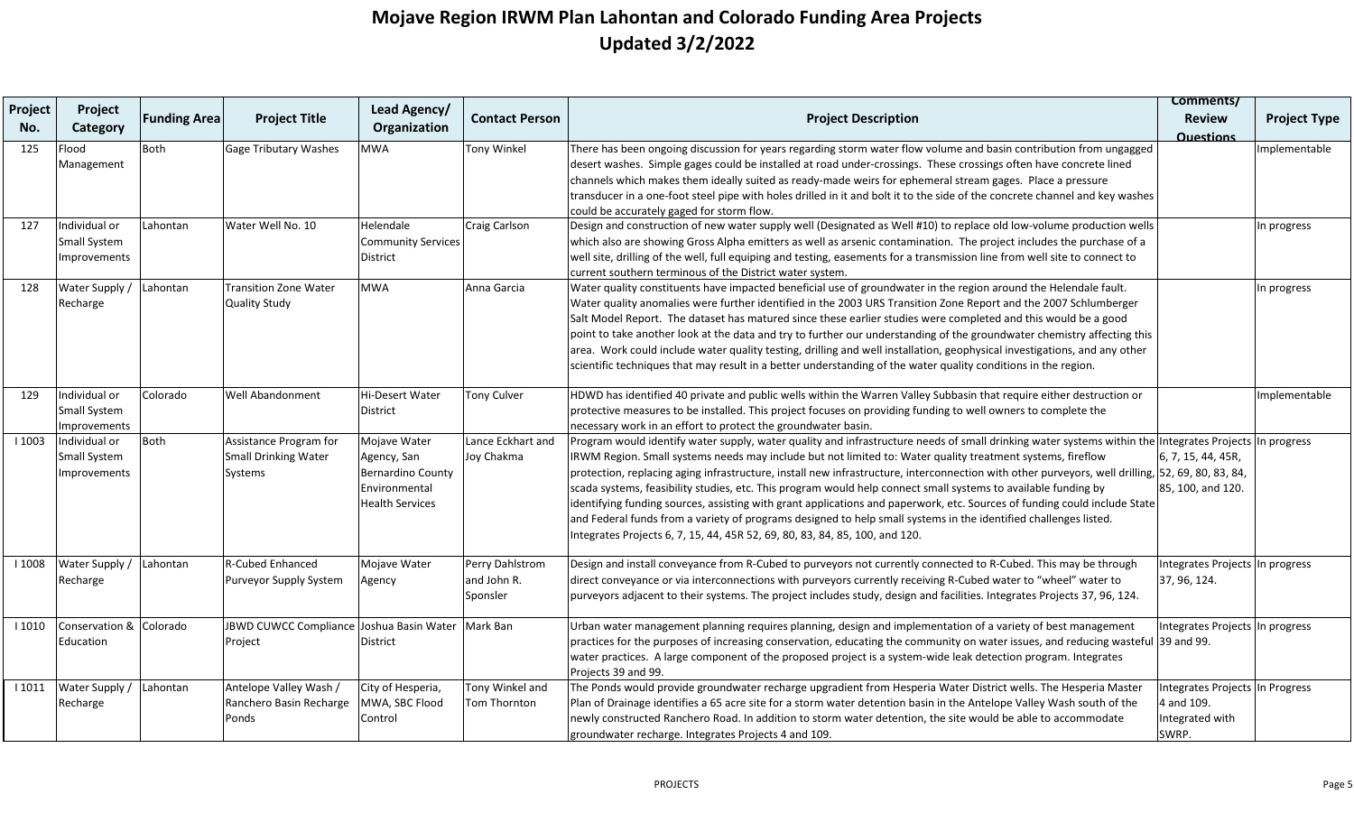# Mojave Region IRWM Plan Lahontan and Colorado Funding Area Projects
# Updated 3/2/2022

| Project No. | Project Category | Funding Area | Project Title | Lead Agency/ Organization | Contact Person | Project Description | Comments/ Review Questions | Project Type |
|---|---|---|---|---|---|---|---|---|
| 125 | Flood Management | Both | Gage Tributary Washes | MWA | Tony Winkel | There has been ongoing discussion for years regarding storm water flow volume and basin contribution from ungagged desert washes. Simple gages could be installed at road under-crossings. These crossings often have concrete lined channels which makes them ideally suited as ready-made weirs for ephemeral stream gages. Place a pressure transducer in a one-foot steel pipe with holes drilled in it and bolt it to the side of the concrete channel and key washes could be accurately gaged for storm flow. | | Implementable |
| 127 | Individual or Small System Improvements | Lahontan | Water Well No. 10 | Helendale Community Services District | Craig Carlson | Design and construction of new water supply well (Designated as Well #10) to replace old low-volume production wells which also are showing Gross Alpha emitters as well as arsenic contamination. The project includes the purchase of a well site, drilling of the well, full equiping and testing, easements for a transmission line from well site to connect to current southern terminous of the District water system. | | In progress |
| 128 | Water Supply / Recharge | Lahontan | Transition Zone Water Quality Study | MWA | Anna Garcia | Water quality constituents have impacted beneficial use of groundwater in the region around the Helendale fault. Water quality anomalies were further identified in the 2003 URS Transition Zone Report and the 2007 Schlumberger Salt Model Report. The dataset has matured since these earlier studies were completed and this would be a good point to take another look at the data and try to further our understanding of the groundwater chemistry affecting this area. Work could include water quality testing, drilling and well installation, geophysical investigations, and any other scientific techniques that may result in a better understanding of the water quality conditions in the region. | | In progress |
| 129 | Individual or Small System Improvements | Colorado | Well Abandonment | Hi-Desert Water District | Tony Culver | HDWD has identified 40 private and public wells within the Warren Valley Subbasin that require either destruction or protective measures to be installed. This project focuses on providing funding to well owners to complete the necessary work in an effort to protect the groundwater basin. | | Implementable |
| I 1003 | Individual or Small System Improvements | Both | Assistance Program for Small Drinking Water Systems | Mojave Water Agency, San Bernardino County Environmental Health Services | Lance Eckhart and Joy Chakma | Program would identify water supply, water quality and infrastructure needs of small drinking water systems within the IRWM Region. Small systems needs may include but not limited to: Water quality treatment systems, fireflow protection, replacing aging infrastructure, install new infrastructure, interconnection with other purveyors, well drilling, scada systems, feasibility studies, etc. This program would help connect small systems to available funding by identifying funding sources, assisting with grant applications and paperwork, etc. Sources of funding could include State and Federal funds from a variety of programs designed to help small systems in the identified challenges listed. Integrates Projects 6, 7, 15, 44, 45R 52, 69, 80, 83, 84, 85, 100, and 120. | Integrates Projects 6, 7, 15, 44, 45R, 52, 69, 80, 83, 84, 85, 100, and 120. | In progress |
| I 1008 | Water Supply / Recharge | Lahontan | R-Cubed Enhanced Purveyor Supply System | Mojave Water Agency | Perry Dahlstrom and John R. Sponsler | Design and install conveyance from R-Cubed to purveyors not currently connected to R-Cubed. This may be through direct conveyance or via interconnections with purveyors currently receiving R-Cubed water to "wheel" water to purveyors adjacent to their systems. The project includes study, design and facilities. Integrates Projects 37, 96, 124. | Integrates Projects 37, 96, 124. | In progress |
| I 1010 | Conservation & Education | Colorado | JBWD CUWCC Compliance Project | Joshua Basin Water District | Mark Ban | Urban water management planning requires planning, design and implementation of a variety of best management practices for the purposes of increasing conservation, educating the community on water issues, and reducing wasteful water practices. A large component of the proposed project is a system-wide leak detection program. Integrates Projects 39 and 99. | Integrates Projects 39 and 99. | In progress |
| I 1011 | Water Supply / Recharge | Lahontan | Antelope Valley Wash / Ranchero Basin Recharge Ponds | City of Hesperia, MWA, SBC Flood Control | Tony Winkel and Tom Thornton | The Ponds would provide groundwater recharge upgradient from Hesperia Water District wells. The Hesperia Master Plan of Drainage identifies a 65 acre site for a storm water detention basin in the Antelope Valley Wash south of the newly constructed Ranchero Road. In addition to storm water detention, the site would be able to accommodate groundwater recharge. Integrates Projects 4 and 109. | Integrates Projects 4 and 109. Integrated with SWRP. | In Progress |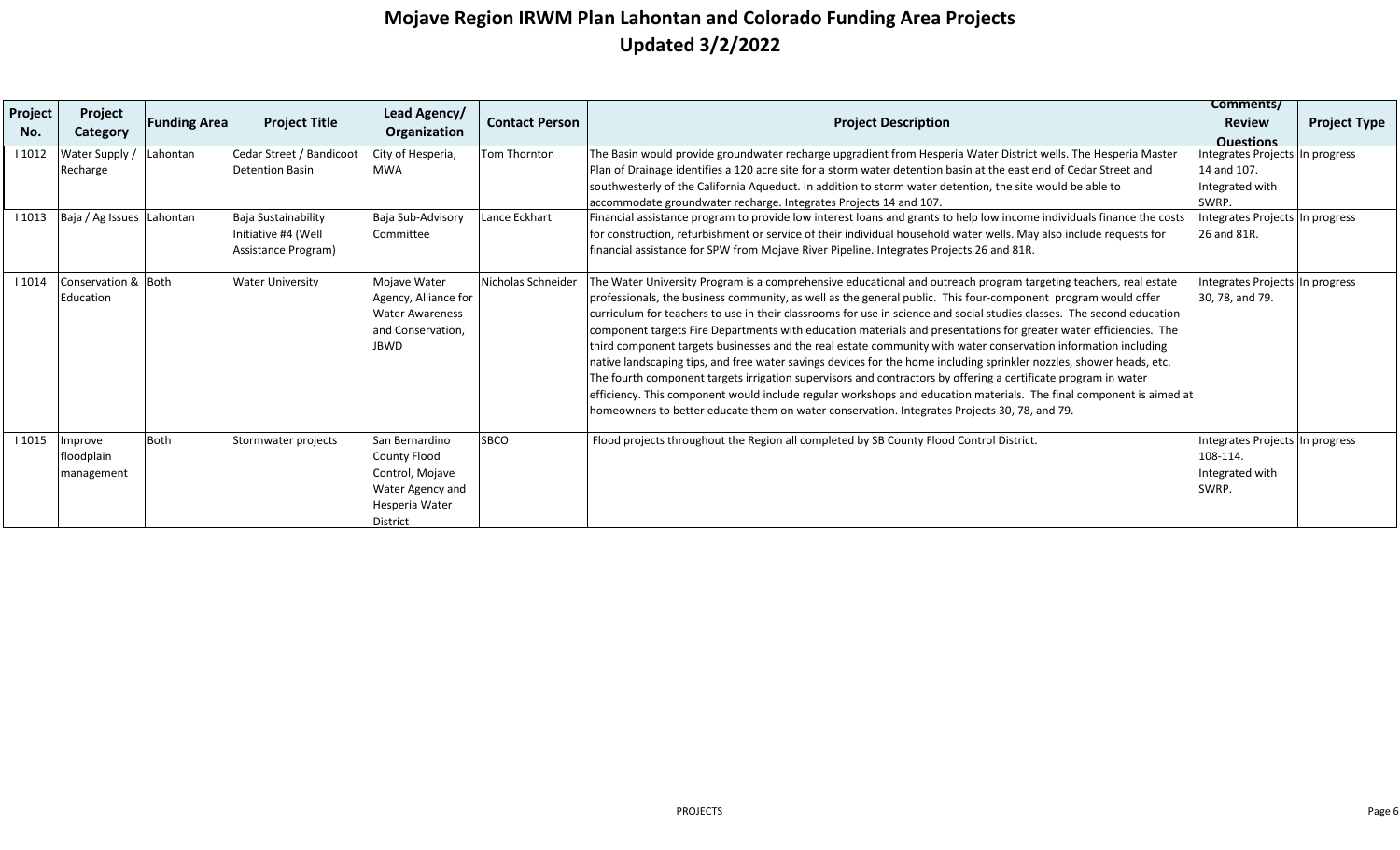# Mojave Region IRWM Plan Lahontan and Colorado Funding Area Projects
# Updated 3/2/2022

| Project No. | Project Category | Funding Area | Project Title | Lead Agency/ Organization | Contact Person | Project Description | Comments/ Review Questions | Project Type |
|---|---|---|---|---|---|---|---|---|
| I 1012 | Water Supply / Recharge | Lahontan | Cedar Street / Bandicoot Detention Basin | City of Hesperia, MWA | Tom Thornton | The Basin would provide groundwater recharge upgradient from Hesperia Water District wells. The Hesperia Master Plan of Drainage identifies a 120 acre site for a storm water detention basin at the east end of Cedar Street and southwesterly of the California Aqueduct. In addition to storm water detention, the site would be able to accommodate groundwater recharge. Integrates Projects 14 and 107. | Integrates Projects 14 and 107. Integrated with SWRP. | In progress |
| I 1013 | Baja / Ag Issues | Lahontan | Baja Sustainability Initiative #4 (Well Assistance Program) | Baja Sub-Advisory Committee | Lance Eckhart | Financial assistance program to provide low interest loans and grants to help low income individuals finance the costs for construction, refurbishment or service of their individual household water wells. May also include requests for financial assistance for SPW from Mojave River Pipeline. Integrates Projects 26 and 81R. | Integrates Projects 26 and 81R. | In progress |
| I 1014 | Conservation & Education | Both | Water University | Mojave Water Agency, Alliance for Water Awareness and Conservation, JBWD | Nicholas Schneider | The Water University Program is a comprehensive educational and outreach program targeting teachers, real estate professionals, the business community, as well as the general public. This four-component program would offer curriculum for teachers to use in their classrooms for use in science and social studies classes. The second education component targets Fire Departments with education materials and presentations for greater water efficiencies. The third component targets businesses and the real estate community with water conservation information including native landscaping tips, and free water savings devices for the home including sprinkler nozzles, shower heads, etc. The fourth component targets irrigation supervisors and contractors by offering a certificate program in water efficiency. This component would include regular workshops and education materials. The final component is aimed at homeowners to better educate them on water conservation. Integrates Projects 30, 78, and 79. | Integrates Projects 30, 78, and 79. | In progress |
| I 1015 | Improve floodplain management | Both | Stormwater projects | San Bernardino County Flood Control, Mojave Water Agency and Hesperia Water District | SBCO | Flood projects throughout the Region all completed by SB County Flood Control District. | Integrates Projects 108-114. Integrated with SWRP. | In progress |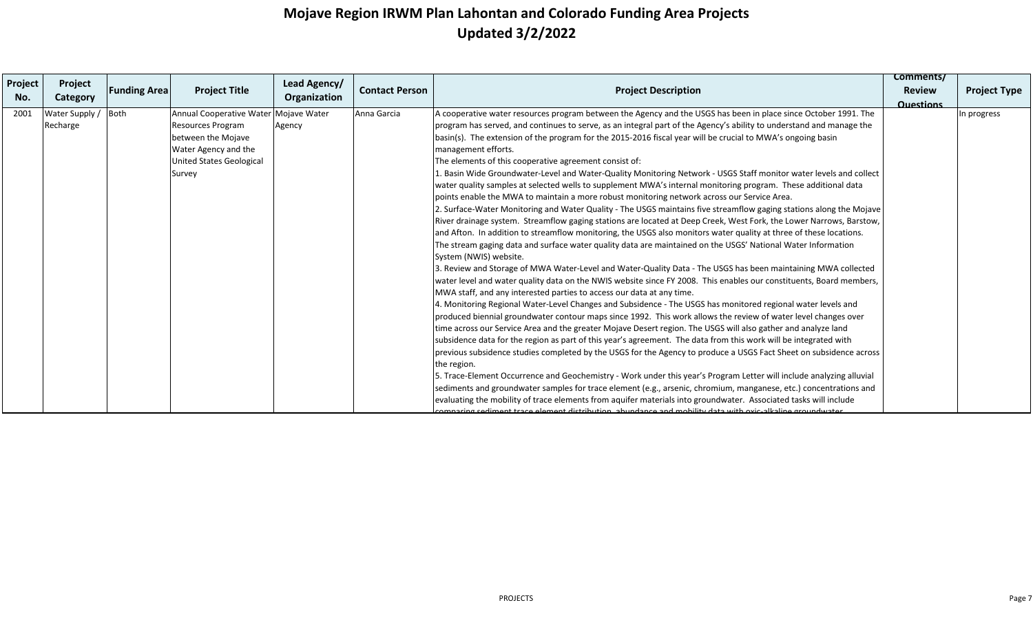# Mojave Region IRWM Plan Lahontan and Colorado Funding Area Projects
# Updated 3/2/2022

| Project No. | Project Category | Funding Area | Project Title | Lead Agency/ Organization | Contact Person | Project Description | Comments/ Review Questions | Project Type |
|---|---|---|---|---|---|---|---|---|
| 2001 | Water Supply / Recharge | Both | Annual Cooperative Water Resources Program between the Mojave Water Agency and the United States Geological Survey | Mojave Water Agency | Anna Garcia | A cooperative water resources program between the Agency and the USGS has been in place since October 1991. The program has served, and continues to serve, as an integral part of the Agency's ability to understand and manage the basin(s). The extension of the program for the 2015-2016 fiscal year will be crucial to MWA's ongoing basin management efforts.<br>The elements of this cooperative agreement consist of:<br>1. Basin Wide Groundwater-Level and Water-Quality Monitoring Network - USGS Staff monitor water levels and collect water quality samples at selected wells to supplement MWA's internal monitoring program. These additional data points enable the MWA to maintain a more robust monitoring network across our Service Area.<br>2. Surface-Water Monitoring and Water Quality - The USGS maintains five streamflow gaging stations along the Mojave River drainage system. Streamflow gaging stations are located at Deep Creek, West Fork, the Lower Narrows, Barstow, and Afton. In addition to streamflow monitoring, the USGS also monitors water quality at three of these locations. The stream gaging data and surface water quality data are maintained on the USGS' National Water Information System (NWIS) website.<br>3. Review and Storage of MWA Water-Level and Water-Quality Data - The USGS has been maintaining MWA collected water level and water quality data on the NWIS website since FY 2008. This enables our constituents, Board members, MWA staff, and any interested parties to access our data at any time.<br>4. Monitoring Regional Water-Level Changes and Subsidence - The USGS has monitored regional water levels and produced biennial groundwater contour maps since 1992. This work allows the review of water level changes over time across our Service Area and the greater Mojave Desert region. The USGS will also gather and analyze land subsidence data for the region as part of this year's agreement. The data from this work will be integrated with previous subsidence studies completed by the USGS for the Agency to produce a USGS Fact Sheet on subsidence across the region.<br>5. Trace-Element Occurrence and Geochemistry - Work under this year's Program Letter will include analyzing alluvial sediments and groundwater samples for trace element (e.g., arsenic, chromium, manganese, etc.) concentrations and evaluating the mobility of trace elements from aquifer materials into groundwater. Associated tasks will include comparing sediment trace element distribution, abundance and mobility data with oxic-alkaline groundwater | | In progress |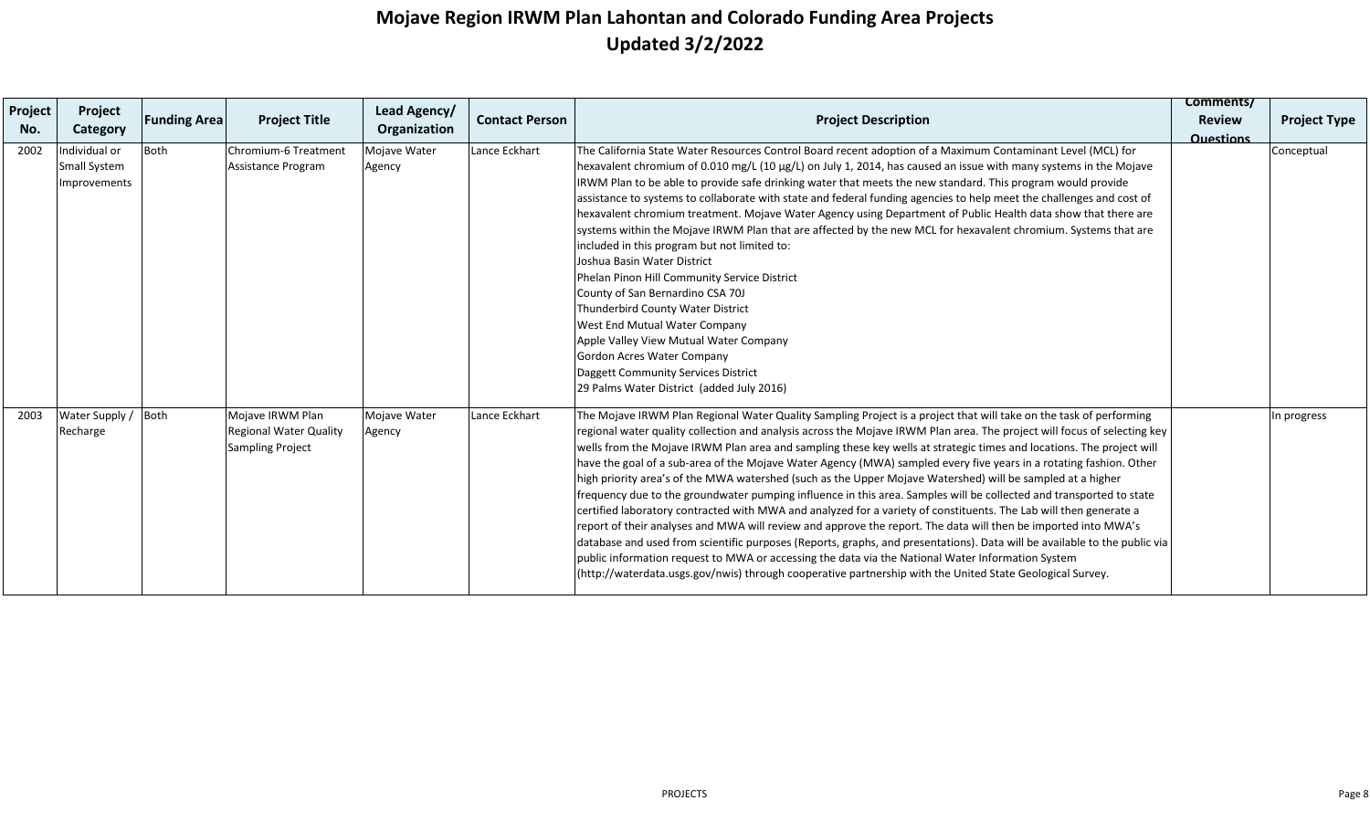# Mojave Region IRWM Plan Lahontan and Colorado Funding Area Projects
## Updated 3/2/2022

| Project No. | Project Category | Funding Area | Project Title | Lead Agency/ Organization | Contact Person | Project Description | Comments/ Review Questions | Project Type |
|---|---|---|---|---|---|---|---|---|
| 2002 | Individual or Small System Improvements | Both | Chromium-6 Treatment Assistance Program | Mojave Water Agency | Lance Eckhart | The California State Water Resources Control Board recent adoption of a Maximum Contaminant Level (MCL) for hexavalent chromium of 0.010 mg/L (10 µg/L) on July 1, 2014, has caused an issue with many systems in the Mojave IRWM Plan to be able to provide safe drinking water that meets the new standard. This program would provide assistance to systems to collaborate with state and federal funding agencies to help meet the challenges and cost of hexavalent chromium treatment. Mojave Water Agency using Department of Public Health data show that there are systems within the Mojave IRWM Plan that are affected by the new MCL for hexavalent chromium. Systems that are included in this program but not limited to:<br>Joshua Basin Water District<br>Phelan Pinon Hill Community Service District<br>County of San Bernardino CSA 70J<br>Thunderbird County Water District<br>West End Mutual Water Company<br>Apple Valley View Mutual Water Company<br>Gordon Acres Water Company<br>Daggett Community Services District<br>29 Palms Water District (added July 2016) | | Conceptual |
| 2003 | Water Supply / Recharge | Both | Mojave IRWM Plan Regional Water Quality Sampling Project | Mojave Water Agency | Lance Eckhart | The Mojave IRWM Plan Regional Water Quality Sampling Project is a project that will take on the task of performing regional water quality collection and analysis across the Mojave IRWM Plan area. The project will focus of selecting key wells from the Mojave IRWM Plan area and sampling these key wells at strategic times and locations. The project will have the goal of a sub-area of the Mojave Water Agency (MWA) sampled every five years in a rotating fashion. Other high priority area's of the MWA watershed (such as the Upper Mojave Watershed) will be sampled at a higher frequency due to the groundwater pumping influence in this area. Samples will be collected and transported to state certified laboratory contracted with MWA and analyzed for a variety of constituents. The Lab will then generate a report of their analyses and MWA will review and approve the report. The data will then be imported into MWA's database and used from scientific purposes (Reports, graphs, and presentations). Data will be available to the public via public information request to MWA or accessing the data via the National Water Information System (http://waterdata.usgs.gov/nwis) through cooperative partnership with the United State Geological Survey. | | In progress |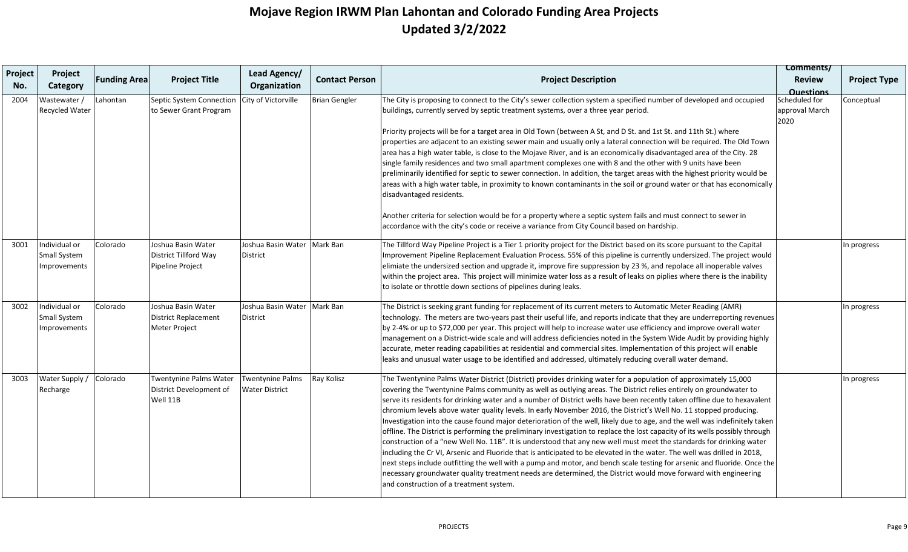# Mojave Region IRWM Plan Lahontan and Colorado Funding Area Projects
## Updated 3/2/2022

| Project No. | Project Category | Funding Area | Project Title | Lead Agency/ Organization | Contact Person | Project Description | Comments/ Review Questions | Project Type |
|---|---|---|---|---|---|---|---|---|
| 2004 | Wastewater / Recycled Water | Lahontan | Septic System Connection to Sewer Grant Program | City of Victorville | Brian Gengler | The City is proposing to connect to the City's sewer collection system a specified number of developed and occupied buildings, currently served by septic treatment systems, over a three year period.<br><br>Priority projects will be for a target area in Old Town (between A St, and D St. and 1st St. and 11th St.) where properties are adjacent to an existing sewer main and usually only a lateral connection will be required. The Old Town area has a high water table, is close to the Mojave River, and is an economically disadvantaged area of the City. 28 single family residences and two small apartment complexes one with 8 and the other with 9 units have been preliminarily identified for septic to sewer connection. In addition, the target areas with the highest priority would be areas with a high water table, in proximity to known contaminants in the soil or ground water or that has economically disadvantaged residents.<br><br>Another criteria for selection would be for a property where a septic system fails and must connect to sewer in accordance with the city's code or receive a variance from City Council based on hardship. | Scheduled for approval March 2020 | Conceptual |
| 3001 | Individual or Small System Improvements | Colorado | Joshua Basin Water District Tillford Way Pipeline Project | Joshua Basin Water District | Mark Ban | The Tillford Way Pipeline Project is a Tier 1 priority project for the District based on its score pursuant to the Capital Improvement Pipeline Replacement Evaluation Process. 55% of this pipeline is currently undersized. The project would elimiate the undersized section and upgrade it, improve fire suppression by 23 %, and repolace all inoperable valves within the project area. This project will minimize water loss as a result of leaks on piplies where there is the inability to isolate or throttle down sections of pipelines during leaks. | | In progress |
| 3002 | Individual or Small System Improvements | Colorado | Joshua Basin Water District Replacement Meter Project | Joshua Basin Water District | Mark Ban | The District is seeking grant funding for replacement of its current meters to Automatic Meter Reading (AMR) technology. The meters are two-years past their useful life, and reports indicate that they are underreporting revenues by 2-4% or up to $72,000 per year. This project will help to increase water use efficiency and improve overall water management on a District-wide scale and will address deficiencies noted in the System Wide Audit by providing highly accurate, meter reading capabilities at residential and commercial sites. Implementation of this project will enable leaks and unusual water usage to be identified and addressed, ultimately reducing overall water demand. | | In progress |
| 3003 | Water Supply / Recharge | Colorado | Twentynine Palms Water District Development of Well 11B | Twentynine Palms Water District | Ray Kolisz | The Twentynine Palms Water District (District) provides drinking water for a population of approximately 15,000 covering the Twentynine Palms community as well as outlying areas. The District relies entirely on groundwater to serve its residents for drinking water and a number of District wells have been recently taken offline due to hexavalent chromium levels above water quality levels. In early November 2016, the District's Well No. 11 stopped producing. Investigation into the cause found major deterioration of the well, likely due to age, and the well was indefinitely taken offline. The District is performing the preliminary investigation to replace the lost capacity of its wells possibly through construction of a "new Well No. 11B". It is understood that any new well must meet the standards for drinking water including the Cr VI, Arsenic and Fluoride that is anticipated to be elevated in the water. The well was drilled in 2018, next steps include outfitting the well with a pump and motor, and bench scale testing for arsenic and fluoride. Once the necessary groundwater quality treatment needs are determined, the District would move forward with engineering and construction of a treatment system. | | In progress |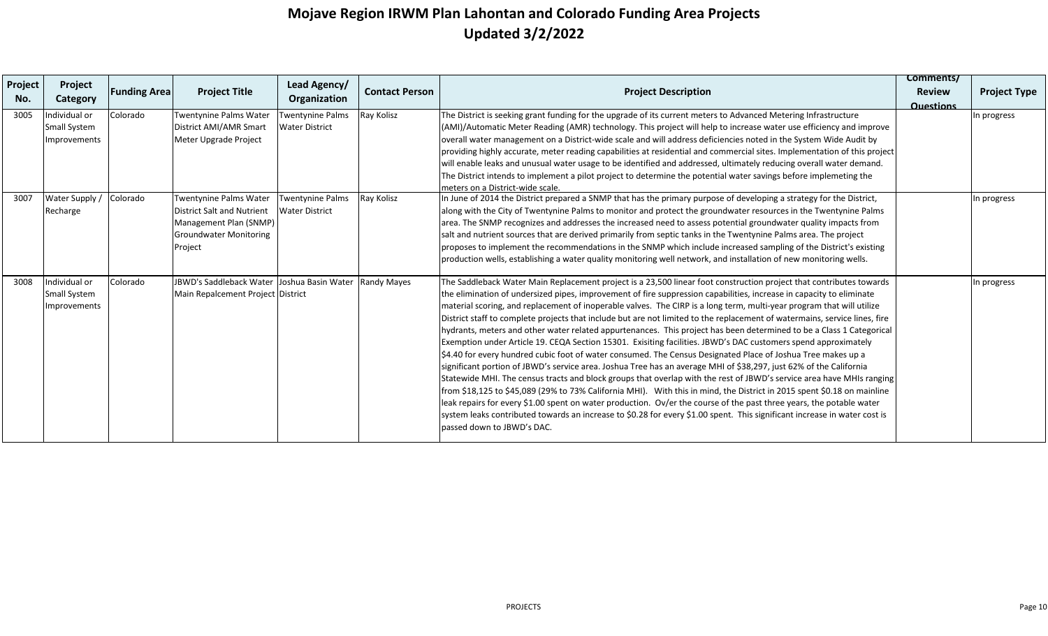# Mojave Region IRWM Plan Lahontan and Colorado Funding Area Projects
# Updated 3/2/2022

| Project No. | Project Category | Funding Area | Project Title | Lead Agency/ Organization | Contact Person | Project Description | Comments/ Review Questions | Project Type |
|---|---|---|---|---|---|---|---|---|
| 3005 | Individual or Small System Improvements | Colorado | Twentynine Palms Water District AMI/AMR Smart Meter Upgrade Project | Twentynine Palms Water District | Ray Kolisz | The District is seeking grant funding for the upgrade of its current meters to Advanced Metering Infrastructure (AMI)/Automatic Meter Reading (AMR) technology. This project will help to increase water use efficiency and improve overall water management on a District-wide scale and will address deficiencies noted in the System Wide Audit by providing highly accurate, meter reading capabilities at residential and commercial sites. Implementation of this project will enable leaks and unusual water usage to be identified and addressed, ultimately reducing overall water demand. The District intends to implement a pilot project to determine the potential water savings before implemeting the meters on a District-wide scale. | | In progress |
| 3007 | Water Supply / Recharge | Colorado | Twentynine Palms Water District Salt and Nutrient Management Plan (SNMP) Groundwater Monitoring Project | Twentynine Palms Water District | Ray Kolisz | In June of 2014 the District prepared a SNMP that has the primary purpose of developing a strategy for the District, along with the City of Twentynine Palms to monitor and protect the groundwater resources in the Twentynine Palms area. The SNMP recognizes and addresses the increased need to assess potential groundwater quality impacts from salt and nutrient sources that are derived primarily from septic tanks in the Twentynine Palms area. The project proposes to implement the recommendations in the SNMP which include increased sampling of the District's existing production wells, establishing a water quality monitoring well network, and installation of new monitoring wells. | | In progress |
| 3008 | Individual or Small System Improvements | Colorado | JBWD's Saddleback Water Main Repalcement Project | Joshua Basin Water District | Randy Mayes | The Saddleback Water Main Replacement project is a 23,500 linear foot construction project that contributes towards the elimination of undersized pipes, improvement of fire suppression capabilities, increase in capacity to eliminate material scoring, and replacement of inoperable valves. The CIRP is a long term, multi-year program that will utilize District staff to complete projects that include but are not limited to the replacement of watermains, service lines, fire hydrants, meters and other water related appurtenances. This project has been determined to be a Class 1 Categorical Exemption under Article 19. CEQA Section 15301. Exisiting facilities. JBWD's DAC customers spend approximately $4.40 for every hundred cubic foot of water consumed. The Census Designated Place of Joshua Tree makes up a significant portion of JBWD's service area. Joshua Tree has an average MHI of $38,297, just 62% of the California Statewide MHI. The census tracts and block groups that overlap with the rest of JBWD's service area have MHIs ranging from $18,125 to $45,089 (29% to 73% California MHI). With this in mind, the District in 2015 spent $0.18 on mainline leak repairs for every $1.00 spent on water production. Ov/er the course of the past three years, the potable water system leaks contributed towards an increase to $0.28 for every $1.00 spent. This significant increase in water cost is passed down to JBWD's DAC. | | In progress |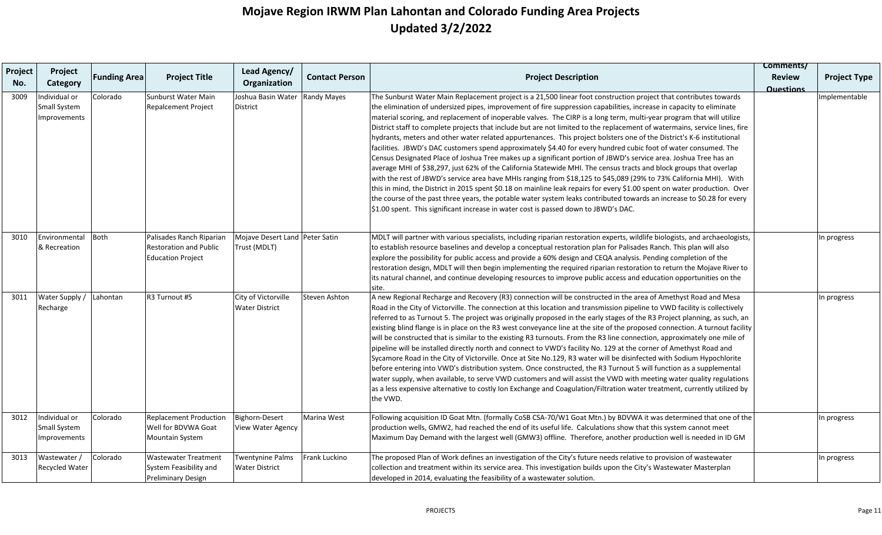# Mojave Region IRWM Plan Lahontan and Colorado Funding Area Projects
## Updated 3/2/2022

| Project No. | Project Category | Funding Area | Project Title | Lead Agency/ Organization | Contact Person | Project Description | Comments/ Review Questions | Project Type |
|---|---|---|---|---|---|---|---|---|
| 3009 | Individual or Small System Improvements | Colorado | Sunburst Water Main Repalcement Project | Joshua Basin Water District | Randy Mayes | The Sunburst Water Main Replacement project is a 21,500 linear foot construction project that contributes towards the elimination of undersized pipes, improvement of fire suppression capabilities, increase in capacity to eliminate material scoring, and replacement of inoperable valves. The CIRP is a long term, multi-year program that will utilize District staff to complete projects that include but are not limited to the replacement of watermains, service lines, fire hydrants, meters and other water related appurtenances. This project bolsters one of the District's K-6 institutional facilities. JBWD's DAC customers spend approximately $4.40 for every hundred cubic foot of water consumed. The Census Designated Place of Joshua Tree makes up a significant portion of JBWD's service area. Joshua Tree has an average MHI of $38,297, just 62% of the California Statewide MHI. The census tracts and block groups that overlap with the rest of JBWD's service area have MHIs ranging from $18,125 to $45,089 (29% to 73% California MHI). With this in mind, the District in 2015 spent $0.18 on mainline leak repairs for every $1.00 spent on water production. Over the course of the past three years, the potable water system leaks contributed towards an increase to $0.28 for every $1.00 spent. This significant increase in water cost is passed down to JBWD's DAC. | | Implementable |
| 3010 | Environmental & Recreation | Both | Palisades Ranch Riparian Restoration and Public Education Project | Mojave Desert Land Trust (MDLT) | Peter Satin | MDLT will partner with various specialists, including riparian restoration experts, wildlife biologists, and archaeologists, to establish resource baselines and develop a conceptual restoration plan for Palisades Ranch. This plan will also explore the possibility for public access and provide a 60% design and CEQA analysis. Pending completion of the restoration design, MDLT will then begin implementing the required riparian restoration to return the Mojave River to its natural channel, and continue developing resources to improve public access and education opportunities on the site. | | In progress |
| 3011 | Water Supply / Recharge | Lahontan | R3 Turnout #5 | City of Victorville Water District | Steven Ashton | A new Regional Recharge and Recovery (R3) connection will be constructed in the area of Amethyst Road and Mesa Road in the City of Victorville. The connection at this location and transmission pipeline to VWD facility is collectively referred to as Turnout 5. The project was originally proposed in the early stages of the R3 Project planning, as such, an existing blind flange is in place on the R3 west conveyance line at the site of the proposed connection. A turnout facility will be constructed that is similar to the existing R3 turnouts. From the R3 line connection, approximately one mile of pipeline will be installed directly north and connect to VWD's facility No. 129 at the corner of Amethyst Road and Sycamore Road in the City of Victorville. Once at Site No.129, R3 water will be disinfected with Sodium Hypochlorite before entering into VWD's distribution system. Once constructed, the R3 Turnout 5 will function as a supplemental water supply, when available, to serve VWD customers and will assist the VWD with meeting water quality regulations as a less expensive alternative to costly Ion Exchange and Coagulation/Filtration water treatment, currently utilized by the VWD. | | In progress |
| 3012 | Individual or Small System Improvements | Colorado | Replacement Production Well for BDVWA Goat Mountain System | Bighorn-Desert View Water Agency | Marina West | Following acquisition ID Goat Mtn. (formally CoSB CSA-70/W1 Goat Mtn.) by BDVWA it was determined that one of the production wells, GMW2, had reached the end of its useful life. Calculations show that this system cannot meet Maximum Day Demand with the largest well (GMW3) offline. Therefore, another production well is needed in ID GM | | In progress |
| 3013 | Wastewater / Recycled Water | Colorado | Wastewater Treatment System Feasibility and Preliminary Design | Twentynine Palms Water District | Frank Luckino | The proposed Plan of Work defines an investigation of the City's future needs relative to provision of wastewater collection and treatment within its service area. This investigation builds upon the City's Wastewater Masterplan developed in 2014, evaluating the feasibility of a wastewater solution. | | In progress |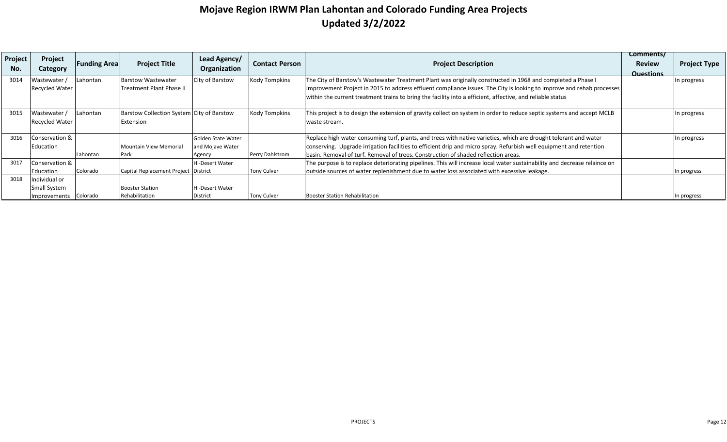# Mojave Region IRWM Plan Lahontan and Colorado Funding Area Projects
## Updated 3/2/2022

| Project No. | Project Category | Funding Area | Project Title | Lead Agency/ Organization | Contact Person | Project Description | Comments/ Review Questions | Project Type |
|---|---|---|---|---|---|---|---|---|
| 3014 | Wastewater / Recycled Water | Lahontan | Barstow Wastewater Treatment Plant Phase II | City of Barstow | Kody Tompkins | The City of Barstow's Wastewater Treatment Plant was originally constructed in 1968 and completed a Phase I Improvement Project in 2015 to address effluent compliance issues. The City is looking to improve and rehab processes within the current treatment trains to bring the facility into a efficient, affective, and reliable status | | In progress |
| 3015 | Wastewater / Recycled Water | Lahontan | Barstow Collection System Extension | City of Barstow | Kody Tompkins | This project is to design the extension of gravity collection system in order to reduce septic systems and accept MCLB waste stream. | | In progress |
| 3016 | Conservation & Education | Lahontan | Mountain View Memorial Park | Golden State Water and Mojave Water Agency | Perry Dahlstrom | Replace high water consuming turf, plants, and trees with native varieties, which are drought tolerant and water conserving. Upgrade irrigation facilities to efficient drip and micro spray. Refurbish well equipment and retention basin. Removal of turf. Removal of trees. Construction of shaded reflection areas. | | In progress |
| 3017 | Conservation & Education | Colorado | Capital Replacement Project | Hi-Desert Water District | Tony Culver | The purpose is to replace deteriorating pipelines. This will increase local water sustainability and decrease relaince on outside sources of water replenishment due to water loss associated with excessive leakage. | | In progress |
| 3018 | Individual or Small System Improvements | Colorado | Booster Station Rehabilitation | Hi-Desert Water District | Tony Culver | Booster Station Rehabilitation | | In progress |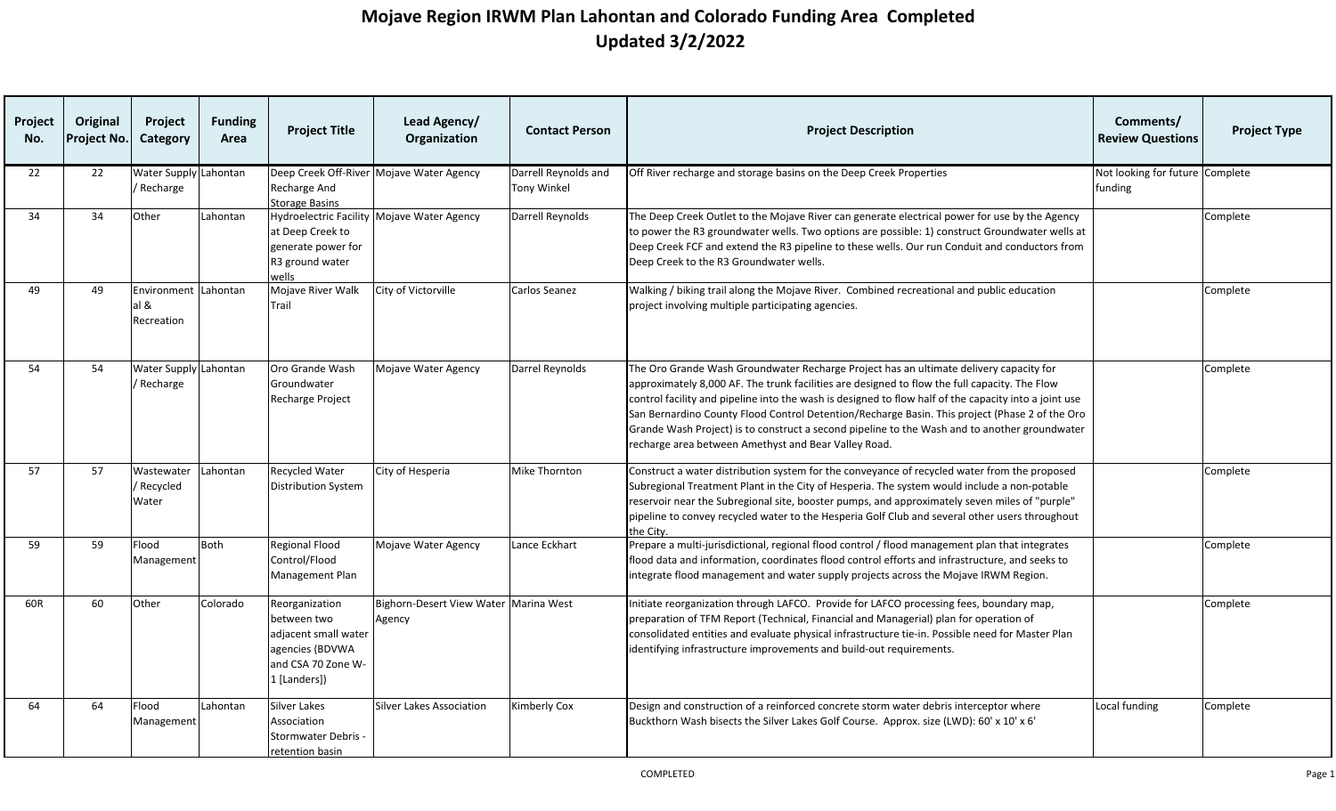# Mojave Region IRWM Plan Lahontan and Colorado Funding Area Completed
## Updated 3/2/2022

| Project No. | Original Project No. | Project Category | Funding Area | Project Title | Lead Agency/ Organization | Contact Person | Project Description | Comments/ Review Questions | Project Type |
|---|---|---|---|---|---|---|---|---|---|
| 22 | 22 | Water Supply / Recharge | Lahontan | Deep Creek Off-River Recharge And Storage Basins | Mojave Water Agency | Darrell Reynolds and Tony Winkel | Off River recharge and storage basins on the Deep Creek Properties | Not looking for future funding | Complete |
| 34 | 34 | Other | Lahontan | Hydroelectric Facility at Deep Creek to generate power for R3 ground water wells | Mojave Water Agency | Darrell Reynolds | The Deep Creek Outlet to the Mojave River can generate electrical power for use by the Agency to power the R3 groundwater wells. Two options are possible: 1) construct Groundwater wells at Deep Creek FCF and extend the R3 pipeline to these wells. Our run Conduit and conductors from Deep Creek to the R3 Groundwater wells. | | Complete |
| 49 | 49 | Environmental & Recreation | Lahontan | Mojave River Walk Trail | City of Victorville | Carlos Seanez | Walking / biking trail along the Mojave River. Combined recreational and public education project involving multiple participating agencies. | | Complete |
| 54 | 54 | Water Supply / Recharge | Lahontan | Oro Grande Wash Groundwater Recharge Project | Mojave Water Agency | Darrel Reynolds | The Oro Grande Wash Groundwater Recharge Project has an ultimate delivery capacity for approximately 8,000 AF. The trunk facilities are designed to flow the full capacity. The Flow control facility and pipeline into the wash is designed to flow half of the capacity into a joint use San Bernardino County Flood Control Detention/Recharge Basin. This project (Phase 2 of the Oro Grande Wash Project) is to construct a second pipeline to the Wash and to another groundwater recharge area between Amethyst and Bear Valley Road. | | Complete |
| 57 | 57 | Wastewater / Recycled Water | Lahontan | Recycled Water Distribution System | City of Hesperia | Mike Thornton | Construct a water distribution system for the conveyance of recycled water from the proposed Subregional Treatment Plant in the City of Hesperia. The system would include a non-potable reservoir near the Subregional site, booster pumps, and approximately seven miles of "purple" pipeline to convey recycled water to the Hesperia Golf Club and several other users throughout the City. | | Complete |
| 59 | 59 | Flood Management | Both | Regional Flood Control/Flood Management Plan | Mojave Water Agency | Lance Eckhart | Prepare a multi-jurisdictional, regional flood control / flood management plan that integrates flood data and information, coordinates flood control efforts and infrastructure, and seeks to integrate flood management and water supply projects across the Mojave IRWM Region. | | Complete |
| 60R | 60 | Other | Colorado | Reorganization between two adjacent small water agencies (BDVWA and CSA 70 Zone W-1 [Landers]) | Bighorn-Desert View Water Agency | Marina West | Initiate reorganization through LAFCO. Provide for LAFCO processing fees, boundary map, preparation of TFM Report (Technical, Financial and Managerial) plan for operation of consolidated entities and evaluate physical infrastructure tie-in. Possible need for Master Plan identifying infrastructure improvements and build-out requirements. | | Complete |
| 64 | 64 | Flood Management | Lahontan | Silver Lakes Association Stormwater Debris - retention basin | Silver Lakes Association | Kimberly Cox | Design and construction of a reinforced concrete storm water debris interceptor where Buckthorn Wash bisects the Silver Lakes Golf Course. Approx. size (LWD): 60' x 10' x 6' | Local funding | Complete |

COMPLETED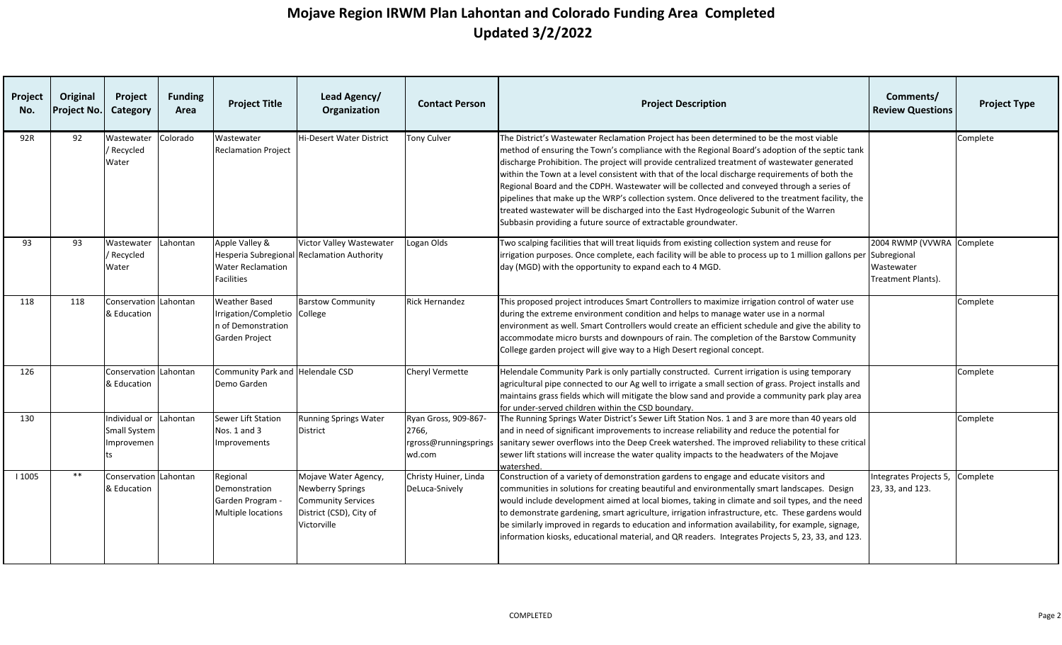# Mojave Region IRWM Plan Lahontan and Colorado Funding Area Completed
## Updated 3/2/2022

| Project No. | Original Project No. | Project Category | Funding Area | Project Title | Lead Agency/ Organization | Contact Person | Project Description | Comments/ Review Questions | Project Type |
|---|---|---|---|---|---|---|---|---|---|
| 92R | 92 | Wastewater / Recycled Water | Colorado | Wastewater Reclamation Project | Hi-Desert Water District | Tony Culver | The District's Wastewater Reclamation Project has been determined to be the most viable method of ensuring the Town's compliance with the Regional Board's adoption of the septic tank discharge Prohibition. The project will provide centralized treatment of wastewater generated within the Town at a level consistent with that of the local discharge requirements of both the Regional Board and the CDPH. Wastewater will be collected and conveyed through a series of pipelines that make up the WRP's collection system. Once delivered to the treatment facility, the treated wastewater will be discharged into the East Hydrogeologic Subunit of the Warren Subbasin providing a future source of extractable groundwater. | | Complete |
| 93 | 93 | Wastewater / Recycled Water | Lahontan | Apple Valley & Hesperia Subregional Water Reclamation Facilities | Victor Valley Wastewater Reclamation Authority | Logan Olds | Two scalping facilities that will treat liquids from existing collection system and reuse for irrigation purposes. Once complete, each facility will be able to process up to 1 million gallons per day (MGD) with the opportunity to expand each to 4 MGD. | 2004 RWMP (VVWRA Subregional Wastewater Treatment Plants). | Complete |
| 118 | 118 | Conservation & Education | Lahontan | Weather Based Irrigation/Completion of Demonstration Garden Project | Barstow Community College | Rick Hernandez | This proposed project introduces Smart Controllers to maximize irrigation control of water use during the extreme environment condition and helps to manage water use in a normal environment as well. Smart Controllers would create an efficient schedule and give the ability to accommodate micro bursts and downpours of rain. The completion of the Barstow Community College garden project will give way to a High Desert regional concept. | | Complete |
| 126 | | Conservation & Education | Lahontan | Community Park and Demo Garden | Helendale CSD | Cheryl Vermette | Helendale Community Park is only partially constructed. Current irrigation is using temporary agricultural pipe connected to our Ag well to irrigate a small section of grass. Project installs and maintains grass fields which will mitigate the blow sand and provide a community park play area for under-served children within the CSD boundary. | | Complete |
| 130 | | Individual or Small System Improvements | Lahontan | Sewer Lift Station Nos. 1 and 3 Improvements | Running Springs Water District | Ryan Gross, 909-867-2766, rgross@runningspringswd.com | The Running Springs Water District's Sewer Lift Station Nos. 1 and 3 are more than 40 years old and in need of significant improvements to increase reliability and reduce the potential for sanitary sewer overflows into the Deep Creek watershed. The improved reliability to these critical sewer lift stations will increase the water quality impacts to the headwaters of the Mojave watershed. | | Complete |
| I 1005 | ** | Conservation & Education | Lahontan | Regional Demonstration Garden Program - Multiple locations | Mojave Water Agency, Newberry Springs Community Services District (CSD), City of Victorville | Christy Huiner, Linda DeLuca-Snively | Construction of a variety of demonstration gardens to engage and educate visitors and communities in solutions for creating beautiful and environmentally smart landscapes. Design would include development aimed at local biomes, taking in climate and soil types, and the need to demonstrate gardening, smart agriculture, irrigation infrastructure, etc. These gardens would be similarly improved in regards to education and information availability, for example, signage, information kiosks, educational material, and QR readers. Integrates Projects 5, 23, 33, and 123. | Integrates Projects 5, 23, 33, and 123. | Complete |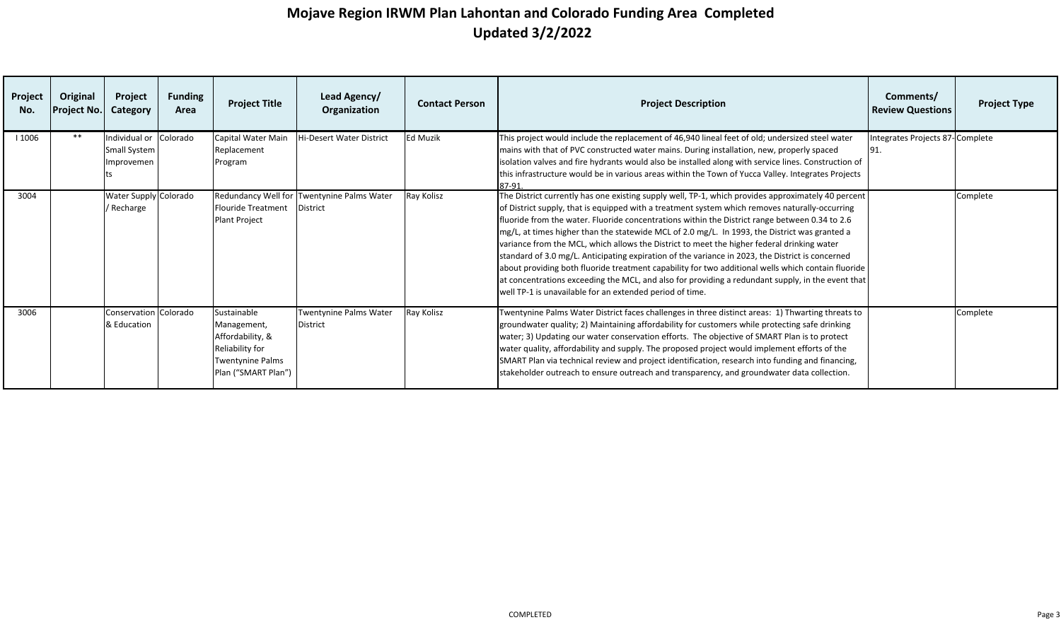# Mojave Region IRWM Plan Lahontan and Colorado Funding Area Completed
## Updated 3/2/2022

| Project No. | Original Project No. | Project Category | Funding Area | Project Title | Lead Agency/ Organization | Contact Person | Project Description | Comments/ Review Questions | Project Type |
|---|---|---|---|---|---|---|---|---|---|
| I 1006 | ** | Individual or Small System Improvements | Colorado | Capital Water Main Replacement Program | Hi-Desert Water District | Ed Muzik | This project would include the replacement of 46,940 lineal feet of old; undersized steel water mains with that of PVC constructed water mains. During installation, new, properly spaced isolation valves and fire hydrants would also be installed along with service lines. Construction of this infrastructure would be in various areas within the Town of Yucca Valley. Integrates Projects 87-91. | Integrates Projects 87-91. | Complete |
| 3004 | | Water Supply / Recharge | Colorado | Redundancy Well for Flouride Treatment Plant Project | Twentynine Palms Water District | Ray Kolisz | The District currently has one existing supply well, TP-1, which provides approximately 40 percent of District supply, that is equipped with a treatment system which removes naturally-occurring fluoride from the water. Fluoride concentrations within the District range between 0.34 to 2.6 mg/L, at times higher than the statewide MCL of 2.0 mg/L. In 1993, the District was granted a variance from the MCL, which allows the District to meet the higher federal drinking water standard of 3.0 mg/L. Anticipating expiration of the variance in 2023, the District is concerned about providing both fluoride treatment capability for two additional wells which contain fluoride at concentrations exceeding the MCL, and also for providing a redundant supply, in the event that well TP-1 is unavailable for an extended period of time. | | Complete |
| 3006 | | Conservation & Education | Colorado | Sustainable Management, Affordability, & Reliability for Twentynine Palms Plan ("SMART Plan") | Twentynine Palms Water District | Ray Kolisz | Twentynine Palms Water District faces challenges in three distinct areas: 1) Thwarting threats to groundwater quality; 2) Maintaining affordability for customers while protecting safe drinking water; 3) Updating our water conservation efforts. The objective of SMART Plan is to protect water quality, affordability and supply. The proposed project would implement efforts of the SMART Plan via technical review and project identification, research into funding and financing, stakeholder outreach to ensure outreach and transparency, and groundwater data collection. | | Complete |

COMPLETED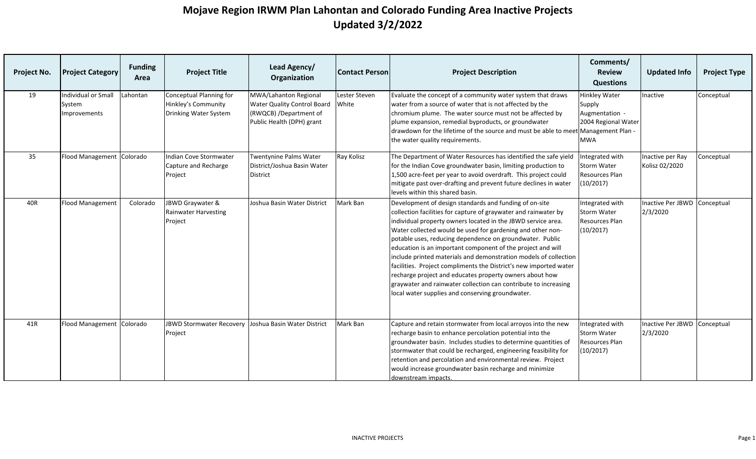# Mojave Region IRWM Plan Lahontan and Colorado Funding Area Inactive Projects
## Updated 3/2/2022

| Project No. | Project Category | Funding Area | Project Title | Lead Agency/ Organization | Contact Person | Project Description | Comments/ Review Questions | Updated Info | Project Type |
|---|---|---|---|---|---|---|---|---|---|
| 19 | Individual or Small System Improvements | Lahontan | Conceptual Planning for Hinkley's Community Drinking Water System | MWA/Lahanton Regional Water Quality Control Board (RWQCB) /Department of Public Health (DPH) grant | Lester Steven White | Evaluate the concept of a community water system that draws water from a source of water that is not affected by the chromium plume. The water source must not be affected by plume expansion, remedial byproducts, or groundwater drawdown for the lifetime of the source and must be able to meet the water quality requirements. | Hinkley Water Supply Augmentation - 2004 Regional Water Management Plan - MWA | Inactive | Conceptual |
| 35 | Flood Management | Colorado | Indian Cove Stormwater Capture and Recharge Project | Twentynine Palms Water District/Joshua Basin Water District | Ray Kolisz | The Department of Water Resources has identified the safe yield for the Indian Cove groundwater basin, limiting production to 1,500 acre-feet per year to avoid overdraft. This project could mitigate past over-drafting and prevent future declines in water levels within this shared basin. | Integrated with Storm Water Resources Plan (10/2017) | Inactive per Ray Kolisz 02/2020 | Conceptual |
| 40R | Flood Management | Colorado | JBWD Graywater & Rainwater Harvesting Project | Joshua Basin Water District | Mark Ban | Development of design standards and funding of on-site collection facilities for capture of graywater and rainwater by individual property owners located in the JBWD service area. Water collected would be used for gardening and other non-potable uses, reducing dependence on groundwater. Public education is an important component of the project and will include printed materials and demonstration models of collection facilities. Project compliments the District's new imported water recharge project and educates property owners about how graywater and rainwater collection can contribute to increasing local water supplies and conserving groundwater. | Integrated with Storm Water Resources Plan (10/2017) | Inactive Per JBWD 2/3/2020 | Conceptual |
| 41R | Flood Management | Colorado | JBWD Stormwater Recovery Project | Joshua Basin Water District | Mark Ban | Capture and retain stormwater from local arroyos into the new recharge basin to enhance percolation potential into the groundwater basin. Includes studies to determine quantities of stormwater that could be recharged, engineering feasibility for retention and percolation and environmental review. Project would increase groundwater basin recharge and minimize downstream impacts. | Integrated with Storm Water Resources Plan (10/2017) | Inactive Per JBWD 2/3/2020 | Conceptual |

INACTIVE PROJECTS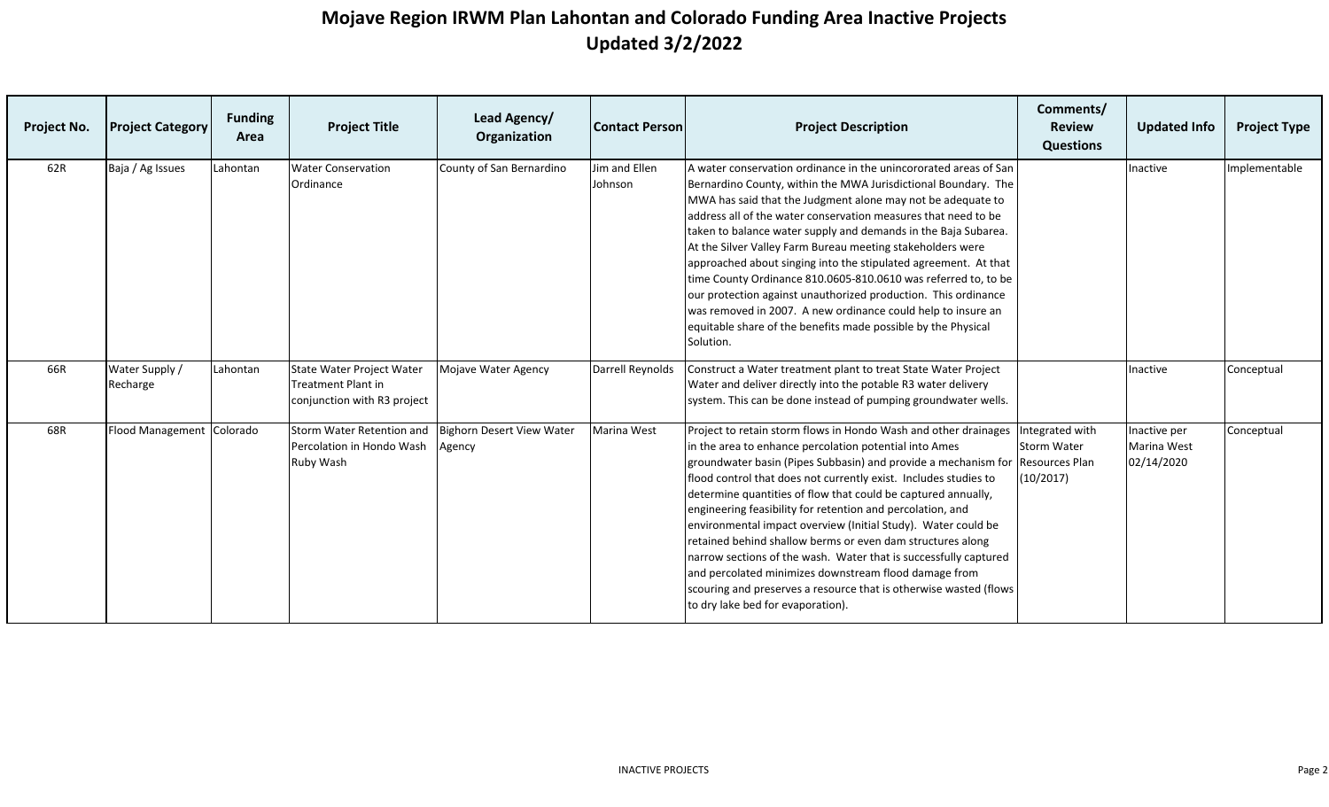# Mojave Region IRWM Plan Lahontan and Colorado Funding Area Inactive Projects
## Updated 3/2/2022

| Project No. | Project Category | Funding Area | Project Title | Lead Agency/ Organization | Contact Person | Project Description | Comments/ Review Questions | Updated Info | Project Type |
|---|---|---|---|---|---|---|---|---|---|
| 62R | Baja / Ag Issues | Lahontan | Water Conservation Ordinance | County of San Bernardino | Jim and Ellen Johnson | A water conservation ordinance in the unincororated areas of San Bernardino County, within the MWA Jurisdictional Boundary. The MWA has said that the Judgment alone may not be adequate to address all of the water conservation measures that need to be taken to balance water supply and demands in the Baja Subarea. At the Silver Valley Farm Bureau meeting stakeholders were approached about singing into the stipulated agreement. At that time County Ordinance 810.0605-810.0610 was referred to, to be our protection against unauthorized production. This ordinance was removed in 2007. A new ordinance could help to insure an equitable share of the benefits made possible by the Physical Solution. | | Inactive | Implementable |
| 66R | Water Supply / Recharge | Lahontan | State Water Project Water Treatment Plant in conjunction with R3 project | Mojave Water Agency | Darrell Reynolds | Construct a Water treatment plant to treat State Water Project Water and deliver directly into the potable R3 water delivery system. This can be done instead of pumping groundwater wells. | | Inactive | Conceptual |
| 68R | Flood Management | Colorado | Storm Water Retention and Percolation in Hondo Wash Ruby Wash | Bighorn Desert View Water Agency | Marina West | Project to retain storm flows in Hondo Wash and other drainages in the area to enhance percolation potential into Ames groundwater basin (Pipes Subbasin) and provide a mechanism for flood control that does not currently exist. Includes studies to determine quantities of flow that could be captured annually, engineering feasibility for retention and percolation, and environmental impact overview (Initial Study). Water could be retained behind shallow berms or even dam structures along narrow sections of the wash. Water that is successfully captured and percolated minimizes downstream flood damage from scouring and preserves a resource that is otherwise wasted (flows to dry lake bed for evaporation). | Integrated with Storm Water Resources Plan (10/2017) | Inactive per Marina West 02/14/2020 | Conceptual |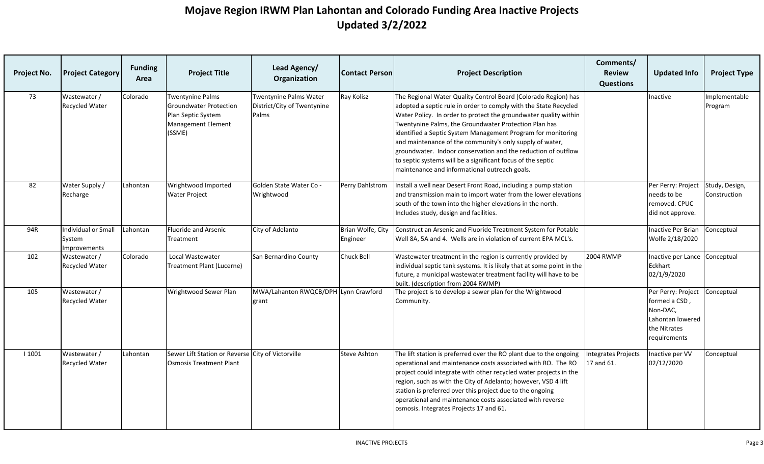# Mojave Region IRWM Plan Lahontan and Colorado Funding Area Inactive Projects
## Updated 3/2/2022

| Project No. | Project Category | Funding Area | Project Title | Lead Agency/ Organization | Contact Person | Project Description | Comments/ Review Questions | Updated Info | Project Type |
|---|---|---|---|---|---|---|---|---|---|
| 73 | Wastewater / Recycled Water | Colorado | Twentynine Palms Groundwater Protection Plan Septic System Management Element (SSME) | Twentynine Palms Water District/City of Twentynine Palms | Ray Kolisz | The Regional Water Quality Control Board (Colorado Region) has adopted a septic rule in order to comply with the State Recycled Water Policy. In order to protect the groundwater quality within Twentynine Palms, the Groundwater Protection Plan has identified a Septic System Management Program for monitoring and maintenance of the community's only supply of water, groundwater. Indoor conservation and the reduction of outflow to septic systems will be a significant focus of the septic maintenance and informational outreach goals. | | Inactive | Implementable Program |
| 82 | Water Supply / Recharge | Lahontan | Wrightwood Imported Water Project | Golden State Water Co - Wrightwood | Perry Dahlstrom | Install a well near Desert Front Road, including a pump station and transmission main to import water from the lower elevations south of the town into the higher elevations in the north. Includes study, design and facilities. | | Per Perry: Project needs to be removed. CPUC did not approve. | Study, Design, Construction |
| 94R | Individual or Small System Improvements | Lahontan | Fluoride and Arsenic Treatment | City of Adelanto | Brian Wolfe, City Engineer | Construct an Arsenic and Fluoride Treatment System for Potable Well 8A, 5A and 4. Wells are in violation of current EPA MCL's. | | Inactive Per Brian Wolfe 2/18/2020 | Conceptual |
| 102 | Wastewater / Recycled Water | Colorado | Local Wastewater Treatment Plant (Lucerne) | San Bernardino County | Chuck Bell | Wastewater treatment in the region is currently provided by individual septic tank systems. It is likely that at some point in the future, a municipal wastewater treatment facility will have to be built. (description from 2004 RWMP) | 2004 RWMP | Inactive per Lance Eckhart 02/1/9/2020 | Conceptual |
| 105 | Wastewater / Recycled Water | | Wrightwood Sewer Plan | MWA/Lahanton RWQCB/DPH grant | Lynn Crawford | The project is to develop a sewer plan for the Wrightwood Community. | | Per Perry: Project formed a CSD , Non-DAC, Lahontan lowered the Nitrates requirements | Conceptual |
| I 1001 | Wastewater / Recycled Water | Lahontan | Sewer Lift Station or Reverse Osmosis Treatment Plant | City of Victorville | Steve Ashton | The lift station is preferred over the RO plant due to the ongoing operational and maintenance costs associated with RO. The RO project could integrate with other recycled water projects in the region, such as with the City of Adelanto; however, VSD 4 lift station is preferred over this project due to the ongoing operational and maintenance costs associated with reverse osmosis. Integrates Projects 17 and 61. | Integrates Projects 17 and 61. | Inactive per VV 02/12/2020 | Conceptual |

INACTIVE PROJECTS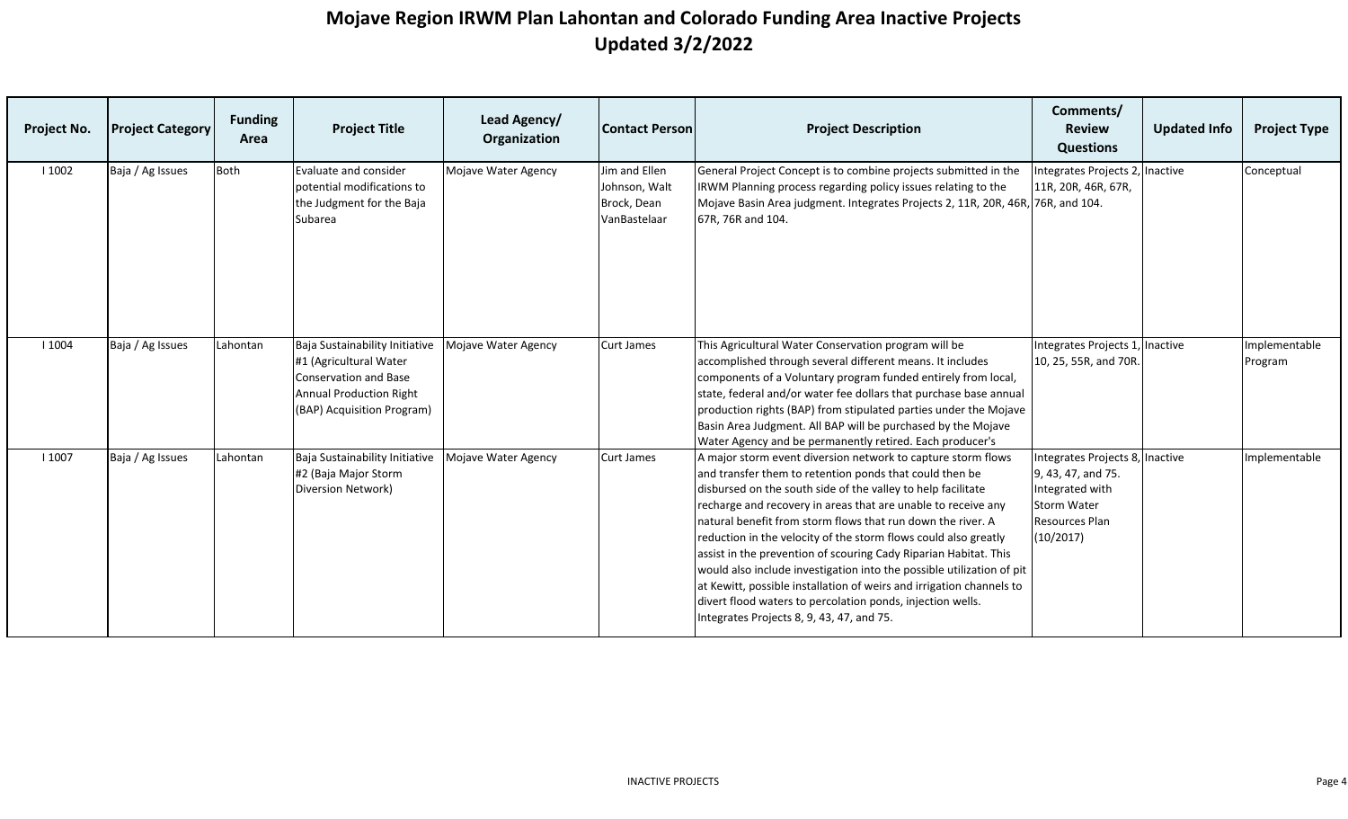# Mojave Region IRWM Plan Lahontan and Colorado Funding Area Inactive Projects
# Updated 3/2/2022

| Project No. | Project Category | Funding Area | Project Title | Lead Agency/ Organization | Contact Person | Project Description | Comments/ Review Questions | Updated Info | Project Type |
|---|---|---|---|---|---|---|---|---|---|
| I 1002 | Baja / Ag Issues | Both | Evaluate and consider potential modifications to the Judgment for the Baja Subarea | Mojave Water Agency | Jim and Ellen Johnson, Walt Brock, Dean VanBastelaar | General Project Concept is to combine projects submitted in the IRWM Planning process regarding policy issues relating to the Mojave Basin Area judgment. Integrates Projects 2, 11R, 20R, 46R, 67R, 76R and 104. | Integrates Projects 2, 11R, 20R, 46R, 67R, 76R, and 104. | Inactive | Conceptual |
| I 1004 | Baja / Ag Issues | Lahontan | Baja Sustainability Initiative #1 (Agricultural Water Conservation and Base Annual Production Right (BAP) Acquisition Program) | Mojave Water Agency | Curt James | This Agricultural Water Conservation program will be accomplished through several different means. It includes components of a Voluntary program funded entirely from local, state, federal and/or water fee dollars that purchase base annual production rights (BAP) from stipulated parties under the Mojave Basin Area Judgment. All BAP will be purchased by the Mojave Water Agency and be permanently retired. Each producer's | Integrates Projects 1, 10, 25, 55R, and 70R. | Inactive | Implementable Program |
| I 1007 | Baja / Ag Issues | Lahontan | Baja Sustainability Initiative #2 (Baja Major Storm Diversion Network) | Mojave Water Agency | Curt James | A major storm event diversion network to capture storm flows and transfer them to retention ponds that could then be disbursed on the south side of the valley to help facilitate recharge and recovery in areas that are unable to receive any natural benefit from storm flows that run down the river. A reduction in the velocity of the storm flows could also greatly assist in the prevention of scouring Cady Riparian Habitat. This would also include investigation into the possible utilization of pit at Kewitt, possible installation of weirs and irrigation channels to divert flood waters to percolation ponds, injection wells. Integrates Projects 8, 9, 43, 47, and 75. | Integrates Projects 8, 9, 43, 47, and 75. Integrated with Storm Water Resources Plan (10/2017) | Inactive | Implementable |

INACTIVE PROJECTS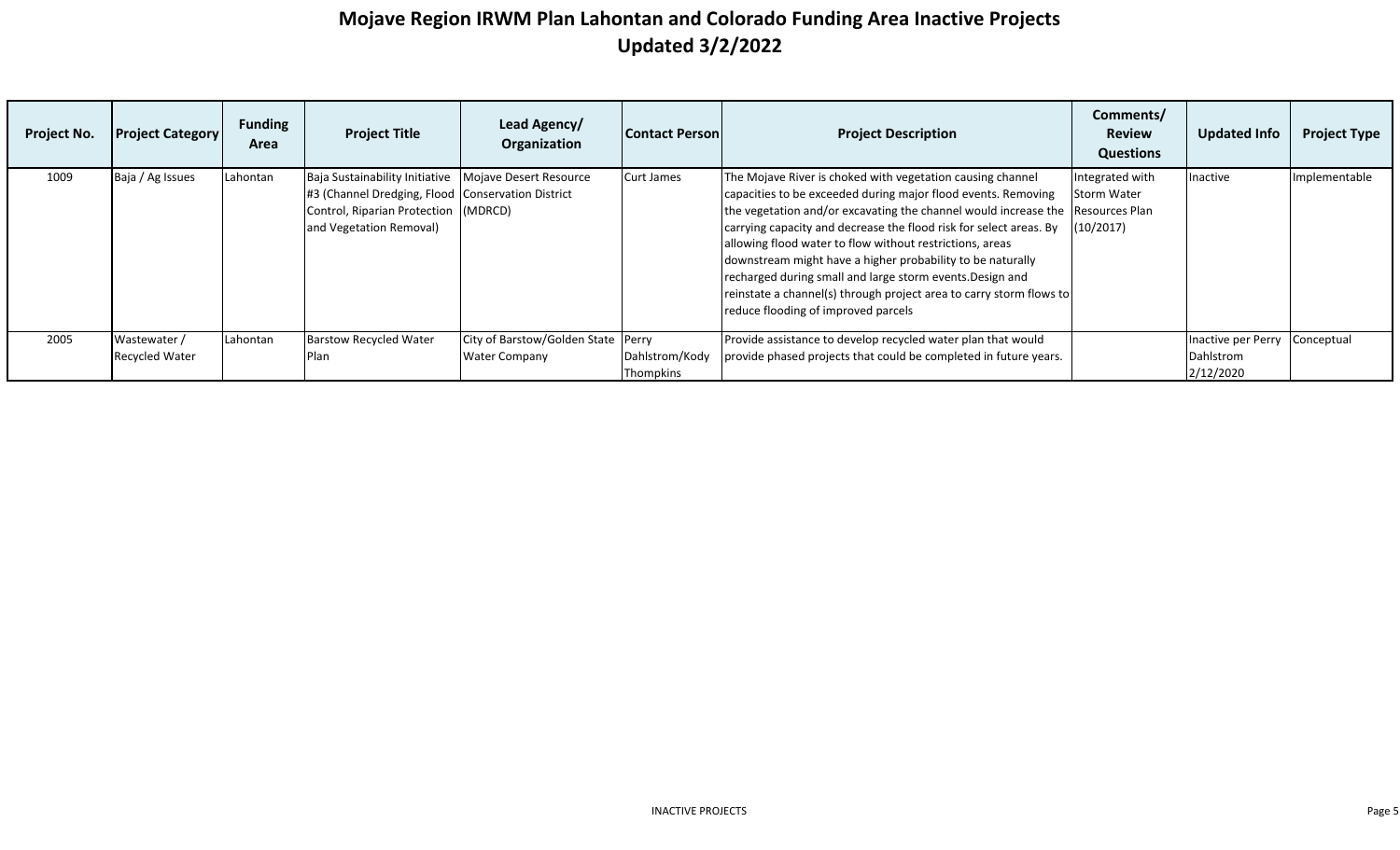# Mojave Region IRWM Plan Lahontan and Colorado Funding Area Inactive Projects
## Updated 3/2/2022

| Project No. | Project Category | Funding Area | Project Title | Lead Agency/ Organization | Contact Person | Project Description | Comments/ Review Questions | Updated Info | Project Type |
|---|---|---|---|---|---|---|---|---|---|
| 1009 | Baja / Ag Issues | Lahontan | Baja Sustainability Initiative #3 (Channel Dredging, Flood Control, Riparian Protection and Vegetation Removal) | Mojave Desert Resource Conservation District (MDRCD) | Curt James | The Mojave River is choked with vegetation causing channel capacities to be exceeded during major flood events. Removing the vegetation and/or excavating the channel would increase the carrying capacity and decrease the flood risk for select areas. By allowing flood water to flow without restrictions, areas downstream might have a higher probability to be naturally recharged during small and large storm events.Design and reinstate a channel(s) through project area to carry storm flows to reduce flooding of improved parcels | Integrated with Storm Water Resources Plan (10/2017) | Inactive | Implementable |
| 2005 | Wastewater / Recycled Water | Lahontan | Barstow Recycled Water Plan | City of Barstow/Golden State Water Company | Perry Dahlstrom/Kody Thompkins | Provide assistance to develop recycled water plan that would provide phased projects that could be completed in future years. | | Inactive per Perry Dahlstrom 2/12/2020 | Conceptual |

INACTIVE PROJECTS